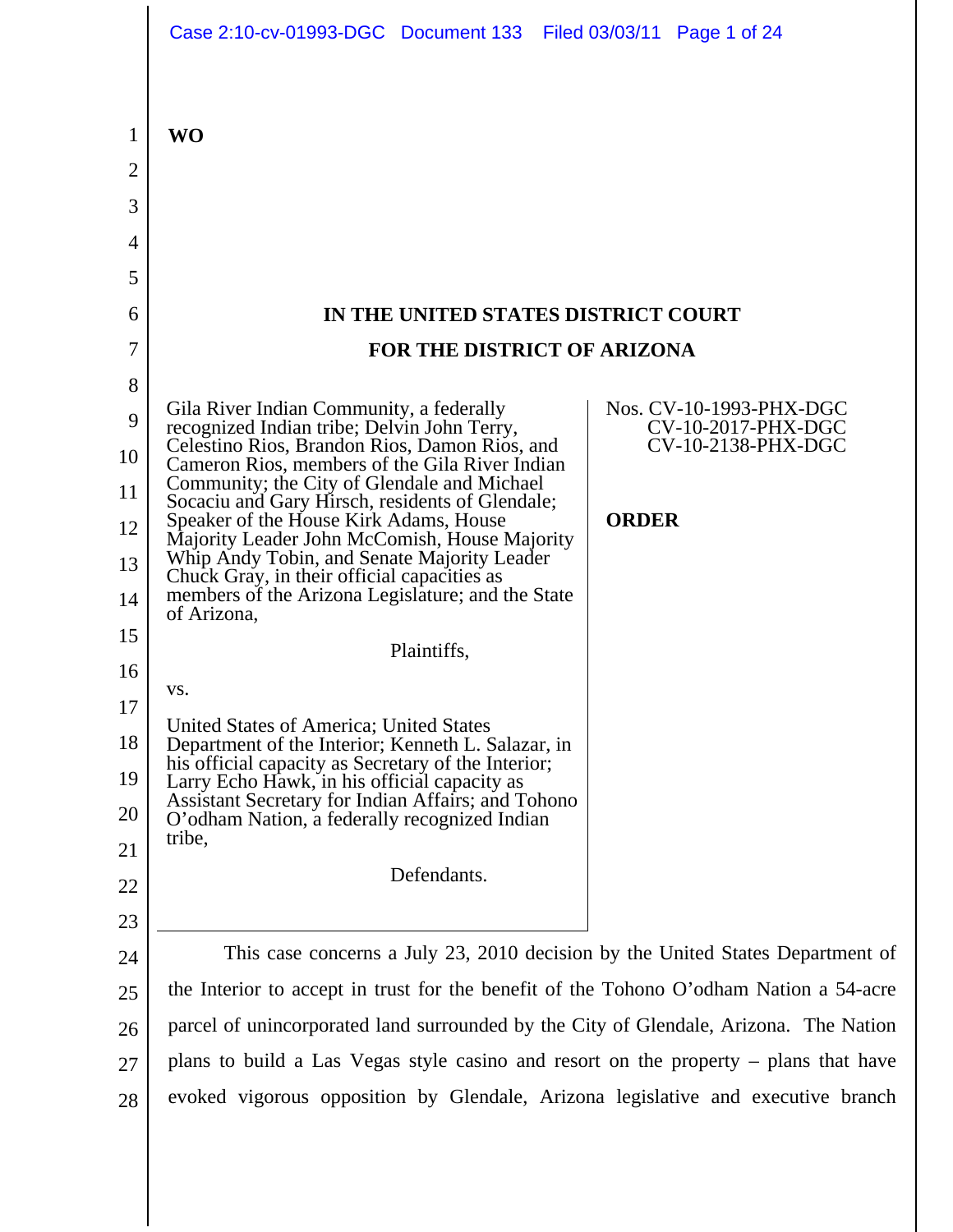**WO**

**IN THE UNITED STATES DISTRICT COURT**

**FOR THE DISTRICT OF ARIZONA**

| | |
|---|---|
| Gila River Indian Community, a federally recognized Indian tribe; Delvin John Terry, Celestino Rios, Brandon Rios, Damon Rios, and Cameron Rios, members of the Gila River Indian Community; the City of Glendale and Michael Socaciu and Gary Hirsch, residents of Glendale; Speaker of the House Kirk Adams, House Majority Leader John McComish, House Majority Whip Andy Tobin, and Senate Majority Leader Chuck Gray, in their official capacities as members of the Arizona Legislature; and the State of Arizona,<br><br>Plaintiffs,<br><br>vs.<br><br>United States of America; United States Department of the Interior; Kenneth L. Salazar, in his official capacity as Secretary of the Interior; Larry Echo Hawk, in his official capacity as Assistant Secretary for Indian Affairs; and Tohono O'odham Nation, a federally recognized Indian tribe,<br><br>Defendants. | Nos. CV-10-1993-PHX-DGC<br>CV-10-2017-PHX-DGC<br>CV-10-2138-PHX-DGC<br><br>**ORDER** |

This case concerns a July 23, 2010 decision by the United States Department of the Interior to accept in trust for the benefit of the Tohono O'odham Nation a 54-acre parcel of unincorporated land surrounded by the City of Glendale, Arizona. The Nation plans to build a Las Vegas style casino and resort on the property – plans that have evoked vigorous opposition by Glendale, Arizona legislative and executive branch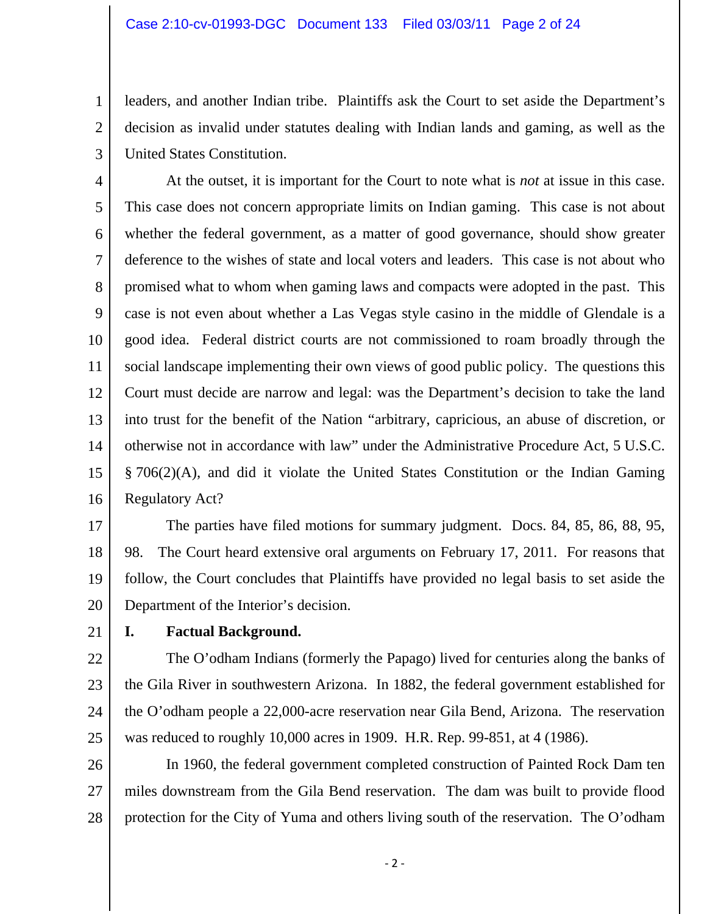leaders, and another Indian tribe. Plaintiffs ask the Court to set aside the Department's decision as invalid under statutes dealing with Indian lands and gaming, as well as the United States Constitution.

At the outset, it is important for the Court to note what is *not* at issue in this case. This case does not concern appropriate limits on Indian gaming. This case is not about whether the federal government, as a matter of good governance, should show greater deference to the wishes of state and local voters and leaders. This case is not about who promised what to whom when gaming laws and compacts were adopted in the past. This case is not even about whether a Las Vegas style casino in the middle of Glendale is a good idea. Federal district courts are not commissioned to roam broadly through the social landscape implementing their own views of good public policy. The questions this Court must decide are narrow and legal: was the Department's decision to take the land into trust for the benefit of the Nation "arbitrary, capricious, an abuse of discretion, or otherwise not in accordance with law" under the Administrative Procedure Act, 5 U.S.C. § 706(2)(A), and did it violate the United States Constitution or the Indian Gaming Regulatory Act?

The parties have filed motions for summary judgment. Docs. 84, 85, 86, 88, 95, 98. The Court heard extensive oral arguments on February 17, 2011. For reasons that follow, the Court concludes that Plaintiffs have provided no legal basis to set aside the Department of the Interior's decision.

## I. Factual Background.

The O'odham Indians (formerly the Papago) lived for centuries along the banks of the Gila River in southwestern Arizona. In 1882, the federal government established for the O'odham people a 22,000-acre reservation near Gila Bend, Arizona. The reservation was reduced to roughly 10,000 acres in 1909. H.R. Rep. 99-851, at 4 (1986).

In 1960, the federal government completed construction of Painted Rock Dam ten miles downstream from the Gila Bend reservation. The dam was built to provide flood protection for the City of Yuma and others living south of the reservation. The O'odham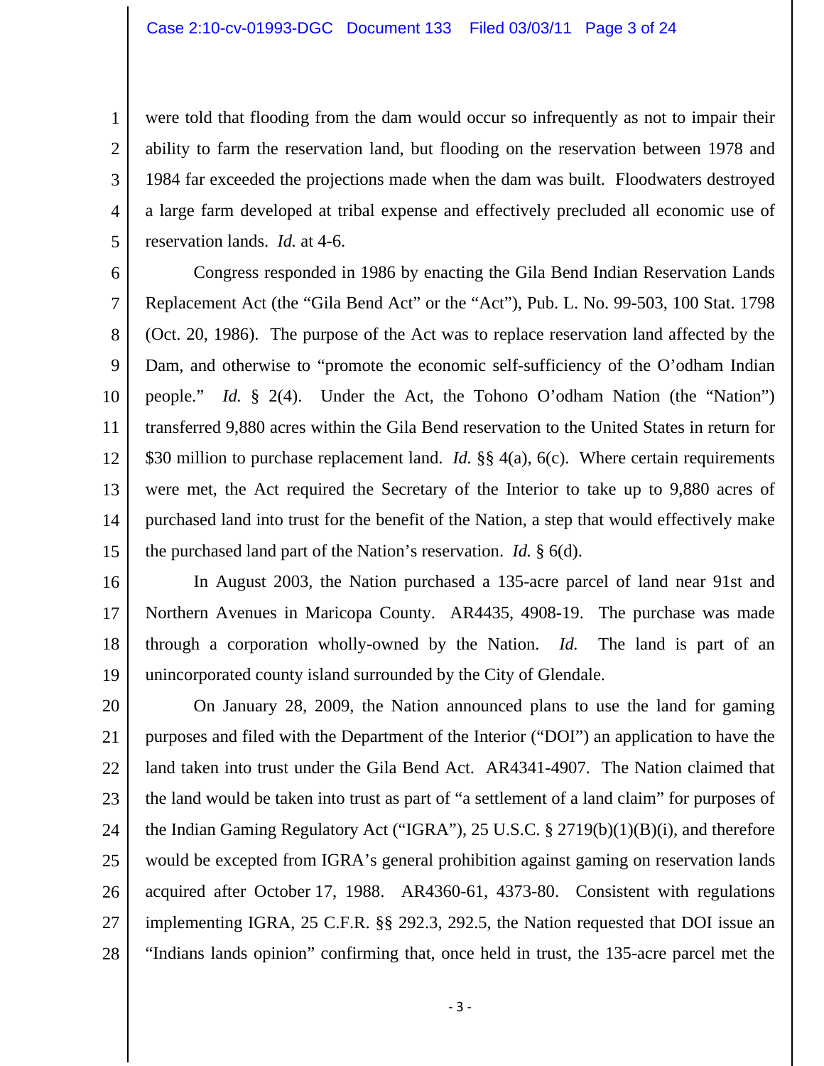were told that flooding from the dam would occur so infrequently as not to impair their ability to farm the reservation land, but flooding on the reservation between 1978 and 1984 far exceeded the projections made when the dam was built. Floodwaters destroyed a large farm developed at tribal expense and effectively precluded all economic use of reservation lands. *Id.* at 4-6.

Congress responded in 1986 by enacting the Gila Bend Indian Reservation Lands Replacement Act (the "Gila Bend Act" or the "Act"), Pub. L. No. 99-503, 100 Stat. 1798 (Oct. 20, 1986). The purpose of the Act was to replace reservation land affected by the Dam, and otherwise to "promote the economic self-sufficiency of the O'odham Indian people." *Id.* § 2(4). Under the Act, the Tohono O'odham Nation (the "Nation") transferred 9,880 acres within the Gila Bend reservation to the United States in return for $30 million to purchase replacement land. *Id.* §§ 4(a), 6(c). Where certain requirements were met, the Act required the Secretary of the Interior to take up to 9,880 acres of purchased land into trust for the benefit of the Nation, a step that would effectively make the purchased land part of the Nation's reservation. *Id.* § 6(d).

In August 2003, the Nation purchased a 135-acre parcel of land near 91st and Northern Avenues in Maricopa County. AR4435, 4908-19. The purchase was made through a corporation wholly-owned by the Nation. *Id.* The land is part of an unincorporated county island surrounded by the City of Glendale.

On January 28, 2009, the Nation announced plans to use the land for gaming purposes and filed with the Department of the Interior ("DOI") an application to have the land taken into trust under the Gila Bend Act. AR4341-4907. The Nation claimed that the land would be taken into trust as part of "a settlement of a land claim" for purposes of the Indian Gaming Regulatory Act ("IGRA"), 25 U.S.C. § 2719(b)(1)(B)(i), and therefore would be excepted from IGRA's general prohibition against gaming on reservation lands acquired after October 17, 1988. AR4360-61, 4373-80. Consistent with regulations implementing IGRA, 25 C.F.R. §§ 292.3, 292.5, the Nation requested that DOI issue an "Indians lands opinion" confirming that, once held in trust, the 135-acre parcel met the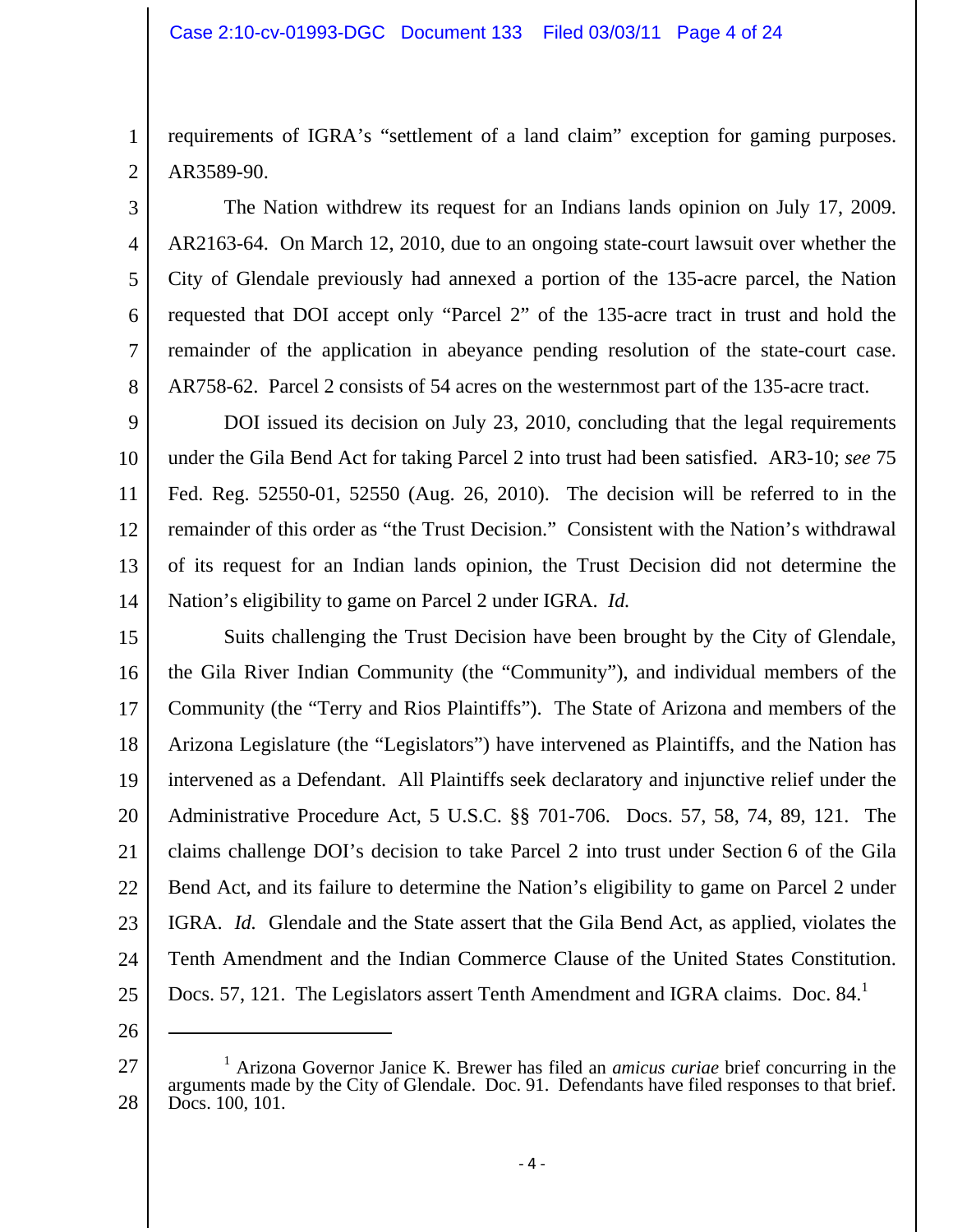requirements of IGRA's "settlement of a land claim" exception for gaming purposes. AR3589-90.

The Nation withdrew its request for an Indians lands opinion on July 17, 2009. AR2163-64. On March 12, 2010, due to an ongoing state-court lawsuit over whether the City of Glendale previously had annexed a portion of the 135-acre parcel, the Nation requested that DOI accept only "Parcel 2" of the 135-acre tract in trust and hold the remainder of the application in abeyance pending resolution of the state-court case. AR758-62. Parcel 2 consists of 54 acres on the westernmost part of the 135-acre tract.

DOI issued its decision on July 23, 2010, concluding that the legal requirements under the Gila Bend Act for taking Parcel 2 into trust had been satisfied. AR3-10; *see* 75 Fed. Reg. 52550-01, 52550 (Aug. 26, 2010). The decision will be referred to in the remainder of this order as "the Trust Decision." Consistent with the Nation's withdrawal of its request for an Indian lands opinion, the Trust Decision did not determine the Nation's eligibility to game on Parcel 2 under IGRA. *Id.*

Suits challenging the Trust Decision have been brought by the City of Glendale, the Gila River Indian Community (the "Community"), and individual members of the Community (the "Terry and Rios Plaintiffs"). The State of Arizona and members of the Arizona Legislature (the "Legislators") have intervened as Plaintiffs, and the Nation has intervened as a Defendant. All Plaintiffs seek declaratory and injunctive relief under the Administrative Procedure Act, 5 U.S.C. §§ 701-706. Docs. 57, 58, 74, 89, 121. The claims challenge DOI's decision to take Parcel 2 into trust under Section 6 of the Gila Bend Act, and its failure to determine the Nation's eligibility to game on Parcel 2 under IGRA. *Id.* Glendale and the State assert that the Gila Bend Act, as applied, violates the Tenth Amendment and the Indian Commerce Clause of the United States Constitution. Docs. 57, 121. The Legislators assert Tenth Amendment and IGRA claims. Doc. 84.[1]

---

[1] Arizona Governor Janice K. Brewer has filed an *amicus curiae* brief concurring in the arguments made by the City of Glendale. Doc. 91. Defendants have filed responses to that brief. Docs. 100, 101.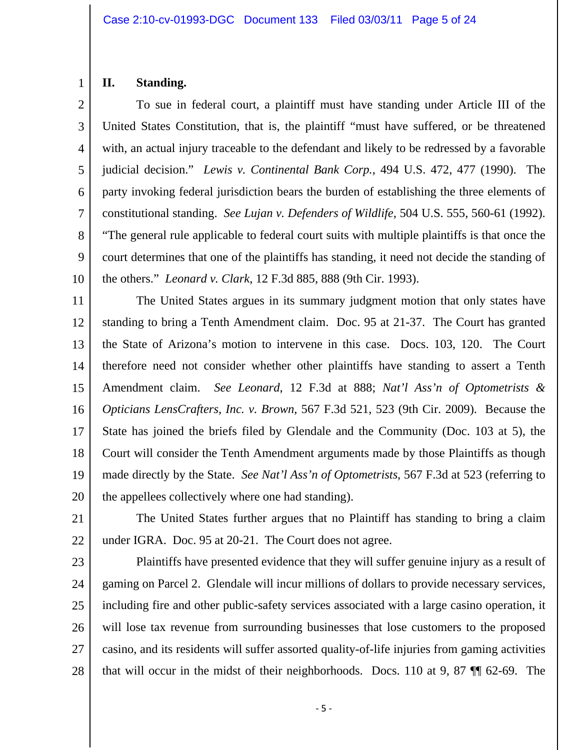## II. Standing.

To sue in federal court, a plaintiff must have standing under Article III of the United States Constitution, that is, the plaintiff "must have suffered, or be threatened with, an actual injury traceable to the defendant and likely to be redressed by a favorable judicial decision." *Lewis v. Continental Bank Corp.*, 494 U.S. 472, 477 (1990). The party invoking federal jurisdiction bears the burden of establishing the three elements of constitutional standing. *See Lujan v. Defenders of Wildlife*, 504 U.S. 555, 560-61 (1992). "The general rule applicable to federal court suits with multiple plaintiffs is that once the court determines that one of the plaintiffs has standing, it need not decide the standing of the others." *Leonard v. Clark*, 12 F.3d 885, 888 (9th Cir. 1993).

The United States argues in its summary judgment motion that only states have standing to bring a Tenth Amendment claim. Doc. 95 at 21-37. The Court has granted the State of Arizona's motion to intervene in this case. Docs. 103, 120. The Court therefore need not consider whether other plaintiffs have standing to assert a Tenth Amendment claim. *See Leonard*, 12 F.3d at 888; *Nat'l Ass'n of Optometrists & Opticians LensCrafters, Inc. v. Brown*, 567 F.3d 521, 523 (9th Cir. 2009). Because the State has joined the briefs filed by Glendale and the Community (Doc. 103 at 5), the Court will consider the Tenth Amendment arguments made by those Plaintiffs as though made directly by the State. *See Nat'l Ass'n of Optometrists*, 567 F.3d at 523 (referring to the appellees collectively where one had standing).

The United States further argues that no Plaintiff has standing to bring a claim under IGRA. Doc. 95 at 20-21. The Court does not agree.

Plaintiffs have presented evidence that they will suffer genuine injury as a result of gaming on Parcel 2. Glendale will incur millions of dollars to provide necessary services, including fire and other public-safety services associated with a large casino operation, it will lose tax revenue from surrounding businesses that lose customers to the proposed casino, and its residents will suffer assorted quality-of-life injuries from gaming activities that will occur in the midst of their neighborhoods. Docs. 110 at 9, 87 ¶¶ 62-69. The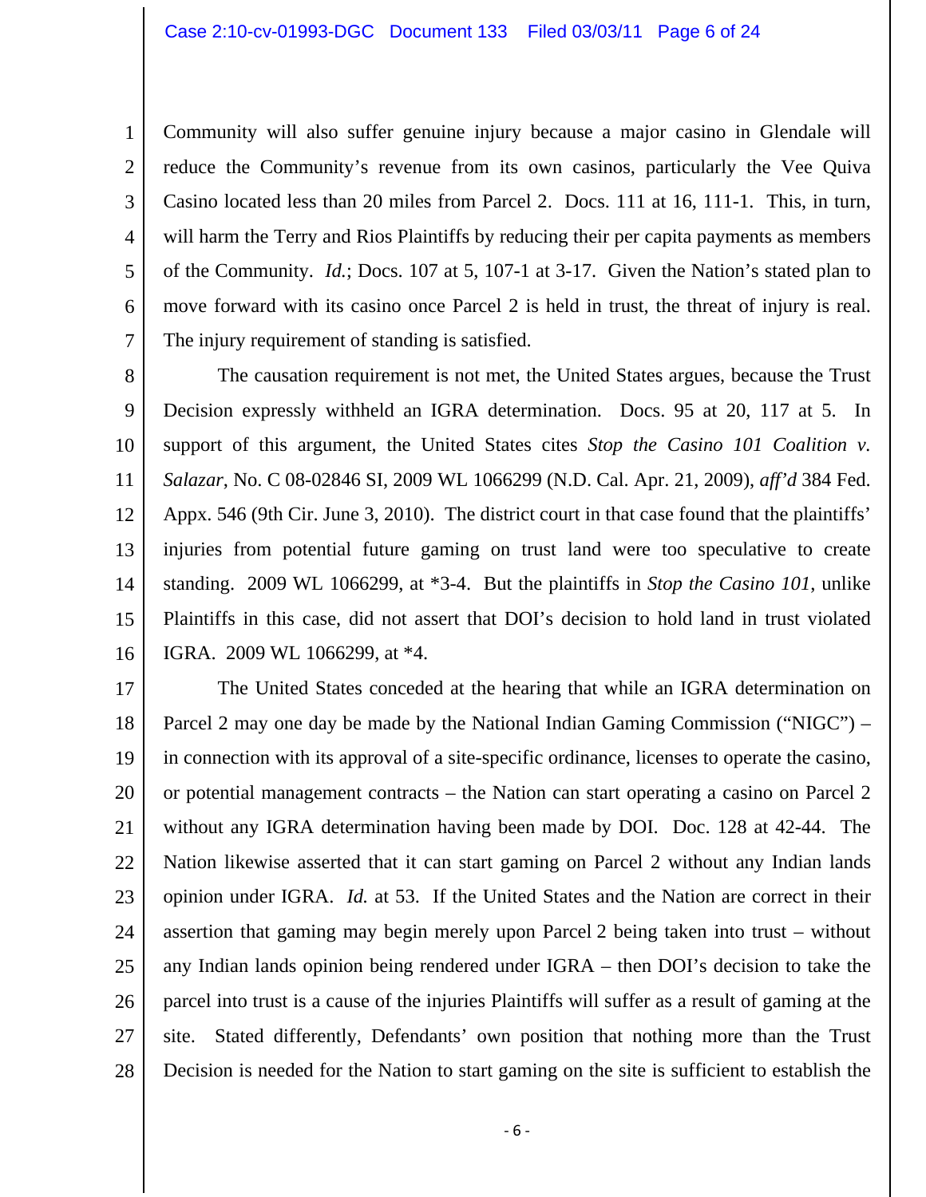Community will also suffer genuine injury because a major casino in Glendale will reduce the Community's revenue from its own casinos, particularly the Vee Quiva Casino located less than 20 miles from Parcel 2. Docs. 111 at 16, 111-1. This, in turn, will harm the Terry and Rios Plaintiffs by reducing their per capita payments as members of the Community. *Id.*; Docs. 107 at 5, 107-1 at 3-17. Given the Nation's stated plan to move forward with its casino once Parcel 2 is held in trust, the threat of injury is real. The injury requirement of standing is satisfied.

The causation requirement is not met, the United States argues, because the Trust Decision expressly withheld an IGRA determination. Docs. 95 at 20, 117 at 5. In support of this argument, the United States cites *Stop the Casino 101 Coalition v. Salazar*, No. C 08-02846 SI, 2009 WL 1066299 (N.D. Cal. Apr. 21, 2009), *aff'd* 384 Fed. Appx. 546 (9th Cir. June 3, 2010). The district court in that case found that the plaintiffs' injuries from potential future gaming on trust land were too speculative to create standing. 2009 WL 1066299, at *3-4. But the plaintiffs in *Stop the Casino 101*, unlike Plaintiffs in this case, did not assert that DOI's decision to hold land in trust violated IGRA. 2009 WL 1066299, at *4.

The United States conceded at the hearing that while an IGRA determination on Parcel 2 may one day be made by the National Indian Gaming Commission ("NIGC") – in connection with its approval of a site-specific ordinance, licenses to operate the casino, or potential management contracts – the Nation can start operating a casino on Parcel 2 without any IGRA determination having been made by DOI. Doc. 128 at 42-44. The Nation likewise asserted that it can start gaming on Parcel 2 without any Indian lands opinion under IGRA. *Id.* at 53. If the United States and the Nation are correct in their assertion that gaming may begin merely upon Parcel 2 being taken into trust – without any Indian lands opinion being rendered under IGRA – then DOI's decision to take the parcel into trust is a cause of the injuries Plaintiffs will suffer as a result of gaming at the site. Stated differently, Defendants' own position that nothing more than the Trust Decision is needed for the Nation to start gaming on the site is sufficient to establish the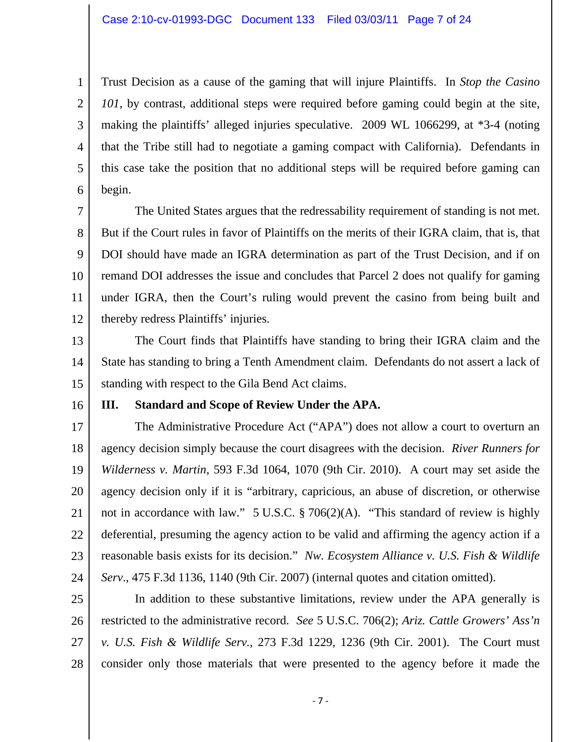Trust Decision as a cause of the gaming that will injure Plaintiffs. In *Stop the Casino 101*, by contrast, additional steps were required before gaming could begin at the site, making the plaintiffs' alleged injuries speculative. 2009 WL 1066299, at *3-4 (noting that the Tribe still had to negotiate a gaming compact with California). Defendants in this case take the position that no additional steps will be required before gaming can begin.

The United States argues that the redressability requirement of standing is not met. But if the Court rules in favor of Plaintiffs on the merits of their IGRA claim, that is, that DOI should have made an IGRA determination as part of the Trust Decision, and if on remand DOI addresses the issue and concludes that Parcel 2 does not qualify for gaming under IGRA, then the Court's ruling would prevent the casino from being built and thereby redress Plaintiffs' injuries.

The Court finds that Plaintiffs have standing to bring their IGRA claim and the State has standing to bring a Tenth Amendment claim. Defendants do not assert a lack of standing with respect to the Gila Bend Act claims.

## III. Standard and Scope of Review Under the APA.

The Administrative Procedure Act ("APA") does not allow a court to overturn an agency decision simply because the court disagrees with the decision. *River Runners for Wilderness v. Martin*, 593 F.3d 1064, 1070 (9th Cir. 2010). A court may set aside the agency decision only if it is "arbitrary, capricious, an abuse of discretion, or otherwise not in accordance with law." 5 U.S.C. § 706(2)(A). "This standard of review is highly deferential, presuming the agency action to be valid and affirming the agency action if a reasonable basis exists for its decision." *Nw. Ecosystem Alliance v. U.S. Fish & Wildlife Serv*., 475 F.3d 1136, 1140 (9th Cir. 2007) (internal quotes and citation omitted).

In addition to these substantive limitations, review under the APA generally is restricted to the administrative record. *See* 5 U.S.C. 706(2); *Ariz. Cattle Growers' Ass'n v. U.S. Fish & Wildlife Serv.*, 273 F.3d 1229, 1236 (9th Cir. 2001). The Court must consider only those materials that were presented to the agency before it made the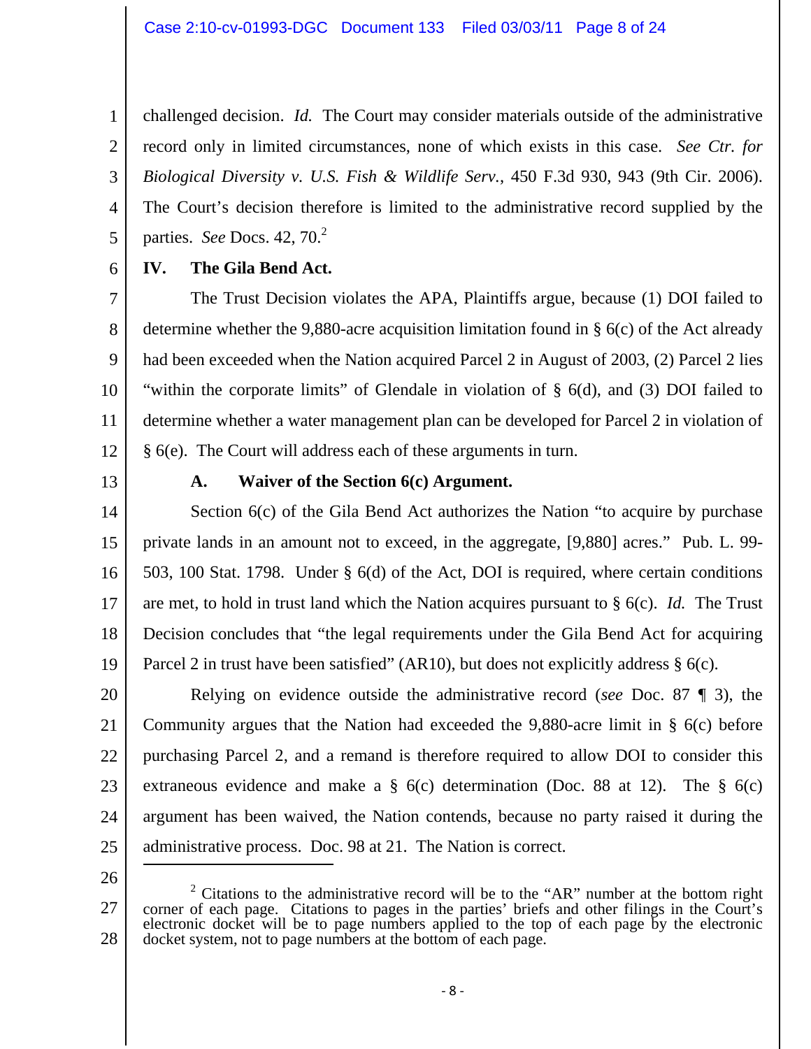challenged decision. *Id.* The Court may consider materials outside of the administrative record only in limited circumstances, none of which exists in this case. *See Ctr. for Biological Diversity v. U.S. Fish & Wildlife Serv.*, 450 F.3d 930, 943 (9th Cir. 2006). The Court's decision therefore is limited to the administrative record supplied by the parties. *See* Docs. 42, 70.[2]

## IV. The Gila Bend Act.

The Trust Decision violates the APA, Plaintiffs argue, because (1) DOI failed to determine whether the 9,880-acre acquisition limitation found in § 6(c) of the Act already had been exceeded when the Nation acquired Parcel 2 in August of 2003, (2) Parcel 2 lies "within the corporate limits" of Glendale in violation of § 6(d), and (3) DOI failed to determine whether a water management plan can be developed for Parcel 2 in violation of § 6(e). The Court will address each of these arguments in turn.

### A. Waiver of the Section 6(c) Argument.

Section 6(c) of the Gila Bend Act authorizes the Nation "to acquire by purchase private lands in an amount not to exceed, in the aggregate, [9,880] acres." Pub. L. 99-503, 100 Stat. 1798. Under § 6(d) of the Act, DOI is required, where certain conditions are met, to hold in trust land which the Nation acquires pursuant to § 6(c). *Id.* The Trust Decision concludes that "the legal requirements under the Gila Bend Act for acquiring Parcel 2 in trust have been satisfied" (AR10), but does not explicitly address § 6(c).

Relying on evidence outside the administrative record (*see* Doc. 87 ¶ 3), the Community argues that the Nation had exceeded the 9,880-acre limit in § 6(c) before purchasing Parcel 2, and a remand is therefore required to allow DOI to consider this extraneous evidence and make a § 6(c) determination (Doc. 88 at 12). The § 6(c) argument has been waived, the Nation contends, because no party raised it during the administrative process. Doc. 98 at 21. The Nation is correct.

---

[2] Citations to the administrative record will be to the "AR" number at the bottom right corner of each page. Citations to pages in the parties' briefs and other filings in the Court's electronic docket will be to page numbers applied to the top of each page by the electronic docket system, not to page numbers at the bottom of each page.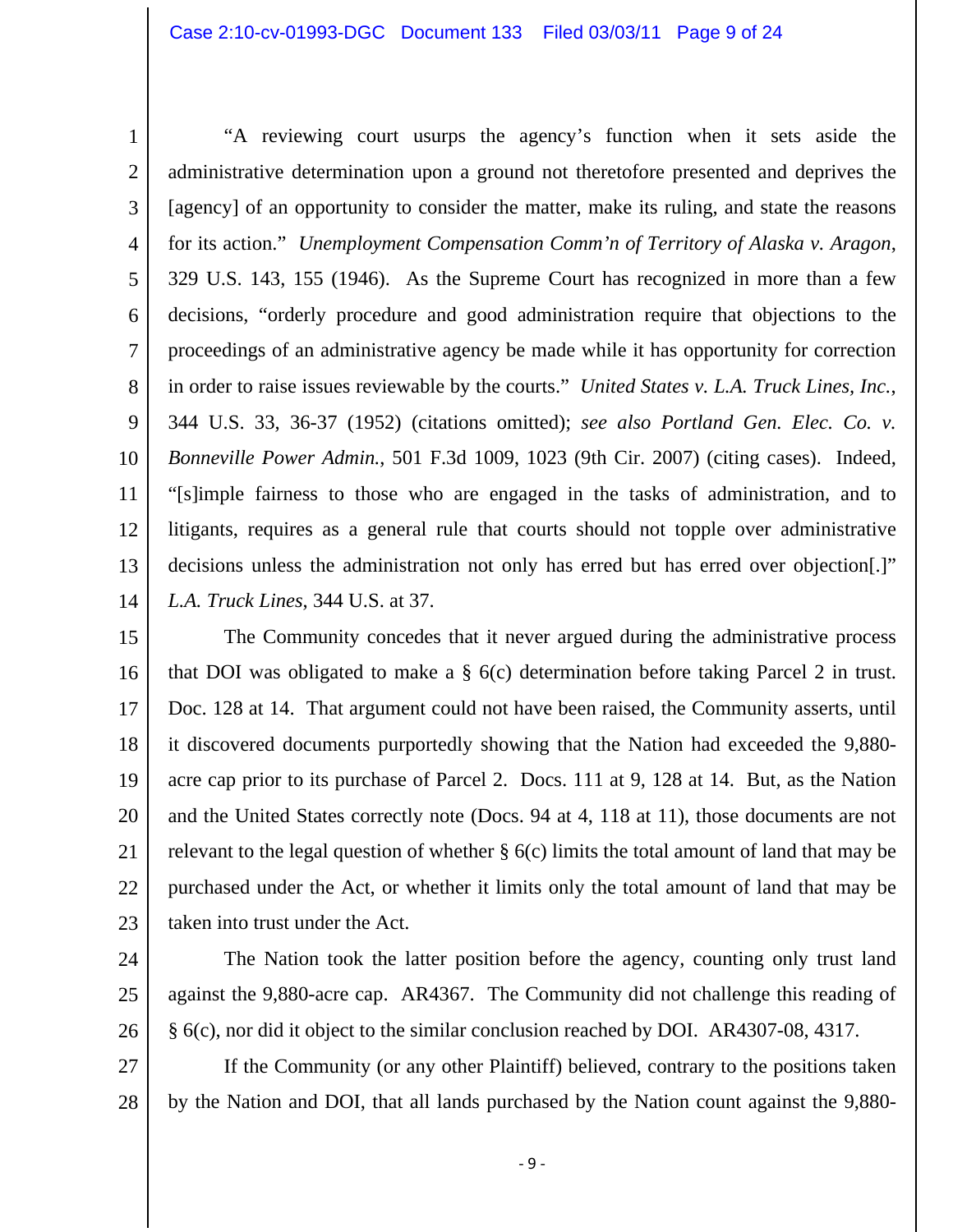"A reviewing court usurps the agency's function when it sets aside the administrative determination upon a ground not theretofore presented and deprives the [agency] of an opportunity to consider the matter, make its ruling, and state the reasons for its action." *Unemployment Compensation Comm'n of Territory of Alaska v. Aragon*, 329 U.S. 143, 155 (1946). As the Supreme Court has recognized in more than a few decisions, "orderly procedure and good administration require that objections to the proceedings of an administrative agency be made while it has opportunity for correction in order to raise issues reviewable by the courts." *United States v. L.A. Truck Lines, Inc.*, 344 U.S. 33, 36-37 (1952) (citations omitted); *see also Portland Gen. Elec. Co. v. Bonneville Power Admin.*, 501 F.3d 1009, 1023 (9th Cir. 2007) (citing cases). Indeed, "[s]imple fairness to those who are engaged in the tasks of administration, and to litigants, requires as a general rule that courts should not topple over administrative decisions unless the administration not only has erred but has erred over objection[.]" *L.A. Truck Lines*, 344 U.S. at 37.

The Community concedes that it never argued during the administrative process that DOI was obligated to make a § 6(c) determination before taking Parcel 2 in trust. Doc. 128 at 14. That argument could not have been raised, the Community asserts, until it discovered documents purportedly showing that the Nation had exceeded the 9,880-acre cap prior to its purchase of Parcel 2. Docs. 111 at 9, 128 at 14. But, as the Nation and the United States correctly note (Docs. 94 at 4, 118 at 11), those documents are not relevant to the legal question of whether § 6(c) limits the total amount of land that may be purchased under the Act, or whether it limits only the total amount of land that may be taken into trust under the Act.

The Nation took the latter position before the agency, counting only trust land against the 9,880-acre cap. AR4367. The Community did not challenge this reading of § 6(c), nor did it object to the similar conclusion reached by DOI. AR4307-08, 4317.

If the Community (or any other Plaintiff) believed, contrary to the positions taken by the Nation and DOI, that all lands purchased by the Nation count against the 9,880-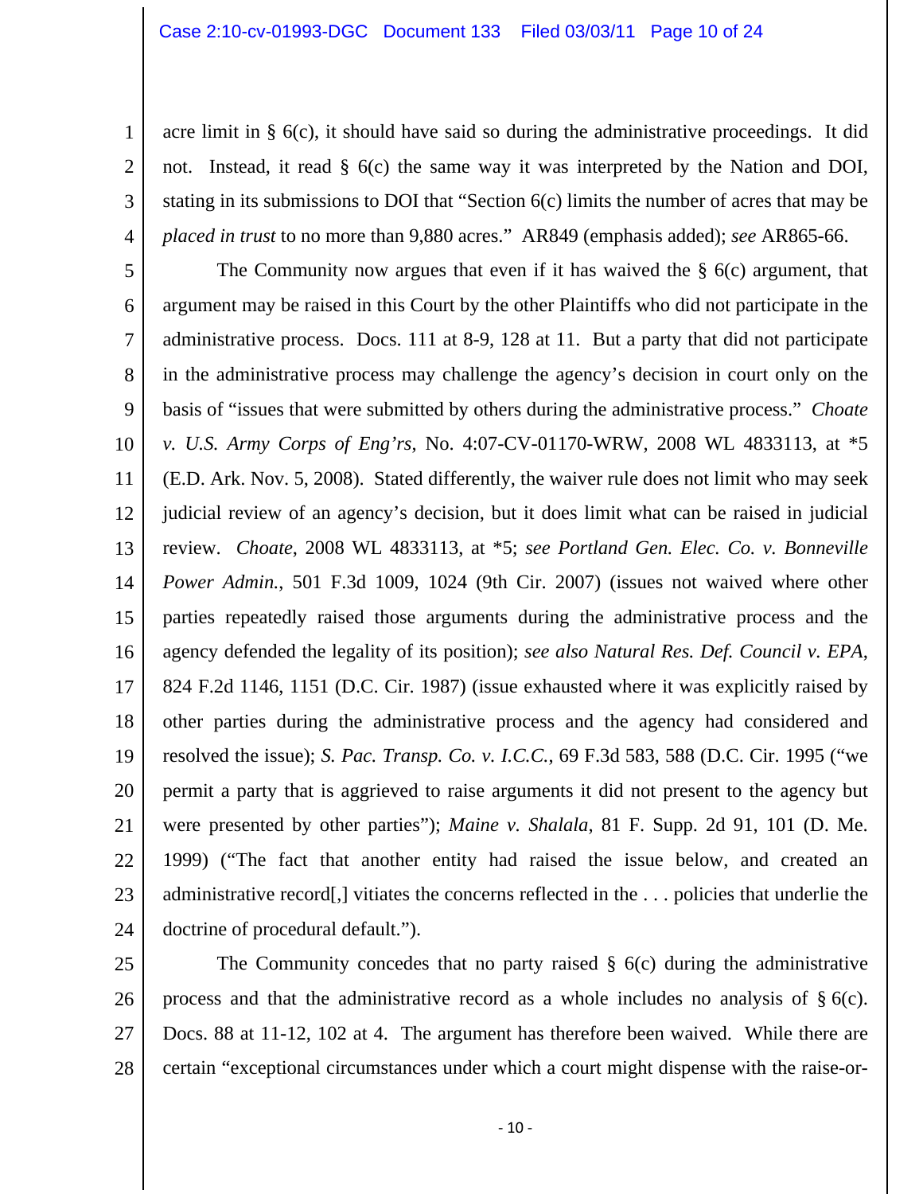acre limit in § 6(c), it should have said so during the administrative proceedings. It did not. Instead, it read § 6(c) the same way it was interpreted by the Nation and DOI, stating in its submissions to DOI that "Section 6(c) limits the number of acres that may be *placed in trust* to no more than 9,880 acres." AR849 (emphasis added); *see* AR865-66.

The Community now argues that even if it has waived the § 6(c) argument, that argument may be raised in this Court by the other Plaintiffs who did not participate in the administrative process. Docs. 111 at 8-9, 128 at 11. But a party that did not participate in the administrative process may challenge the agency's decision in court only on the basis of "issues that were submitted by others during the administrative process." *Choate v. U.S. Army Corps of Eng'rs*, No. 4:07-CV-01170-WRW, 2008 WL 4833113, at *5 (E.D. Ark. Nov. 5, 2008). Stated differently, the waiver rule does not limit who may seek judicial review of an agency's decision, but it does limit what can be raised in judicial review. *Choate*, 2008 WL 4833113, at *5; *see Portland Gen. Elec. Co. v. Bonneville Power Admin.*, 501 F.3d 1009, 1024 (9th Cir. 2007) (issues not waived where other parties repeatedly raised those arguments during the administrative process and the agency defended the legality of its position); *see also Natural Res. Def. Council v. EPA*, 824 F.2d 1146, 1151 (D.C. Cir. 1987) (issue exhausted where it was explicitly raised by other parties during the administrative process and the agency had considered and resolved the issue); *S. Pac. Transp. Co. v. I.C.C.*, 69 F.3d 583, 588 (D.C. Cir. 1995 ("we permit a party that is aggrieved to raise arguments it did not present to the agency but were presented by other parties"); *Maine v. Shalala*, 81 F. Supp. 2d 91, 101 (D. Me. 1999) ("The fact that another entity had raised the issue below, and created an administrative record[,] vitiates the concerns reflected in the . . . policies that underlie the doctrine of procedural default.").

The Community concedes that no party raised § 6(c) during the administrative process and that the administrative record as a whole includes no analysis of § 6(c). Docs. 88 at 11-12, 102 at 4. The argument has therefore been waived. While there are certain "exceptional circumstances under which a court might dispense with the raise-or-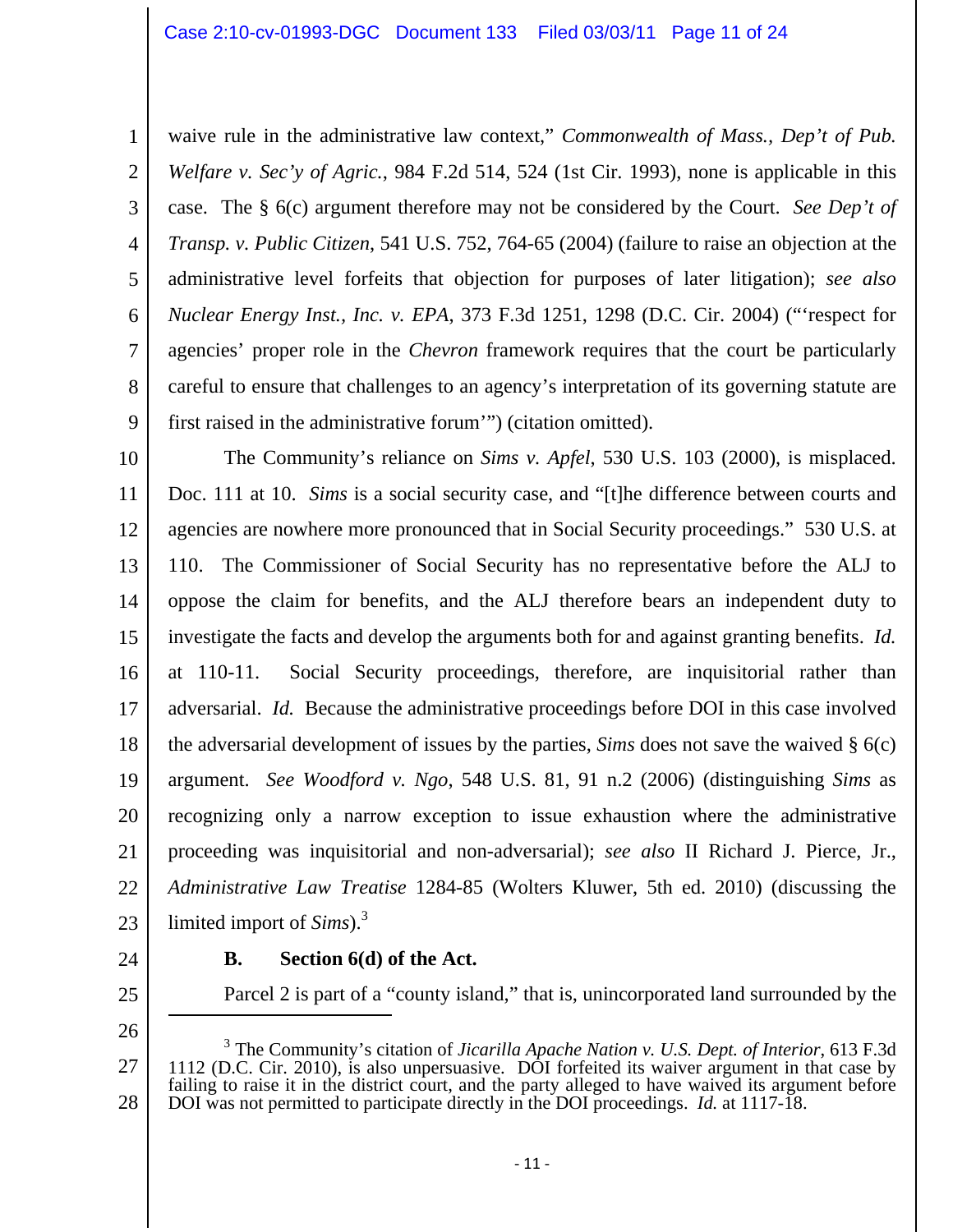waive rule in the administrative law context," *Commonwealth of Mass., Dep't of Pub. Welfare v. Sec'y of Agric.*, 984 F.2d 514, 524 (1st Cir. 1993), none is applicable in this case. The § 6(c) argument therefore may not be considered by the Court. *See Dep't of Transp. v. Public Citizen*, 541 U.S. 752, 764-65 (2004) (failure to raise an objection at the administrative level forfeits that objection for purposes of later litigation); *see also Nuclear Energy Inst., Inc. v. EPA*, 373 F.3d 1251, 1298 (D.C. Cir. 2004) ("'respect for agencies' proper role in the *Chevron* framework requires that the court be particularly careful to ensure that challenges to an agency's interpretation of its governing statute are first raised in the administrative forum'") (citation omitted).

The Community's reliance on *Sims v. Apfel*, 530 U.S. 103 (2000), is misplaced. Doc. 111 at 10. *Sims* is a social security case, and "[t]he difference between courts and agencies are nowhere more pronounced that in Social Security proceedings." 530 U.S. at 110. The Commissioner of Social Security has no representative before the ALJ to oppose the claim for benefits, and the ALJ therefore bears an independent duty to investigate the facts and develop the arguments both for and against granting benefits. *Id.* at 110-11. Social Security proceedings, therefore, are inquisitorial rather than adversarial. *Id.* Because the administrative proceedings before DOI in this case involved the adversarial development of issues by the parties, *Sims* does not save the waived § 6(c) argument. *See Woodford v. Ngo*, 548 U.S. 81, 91 n.2 (2006) (distinguishing *Sims* as recognizing only a narrow exception to issue exhaustion where the administrative proceeding was inquisitorial and non-adversarial); *see also* II Richard J. Pierce, Jr., *Administrative Law Treatise* 1284-85 (Wolters Kluwer, 5th ed. 2010) (discussing the limited import of *Sims*).[3]

**B. Section 6(d) of the Act.**

Parcel 2 is part of a "county island," that is, unincorporated land surrounded by the

---

[3] The Community's citation of *Jicarilla Apache Nation v. U.S. Dept. of Interior*, 613 F.3d 1112 (D.C. Cir. 2010), is also unpersuasive. DOI forfeited its waiver argument in that case by failing to raise it in the district court, and the party alleged to have waived its argument before DOI was not permitted to participate directly in the DOI proceedings. *Id.* at 1117-18.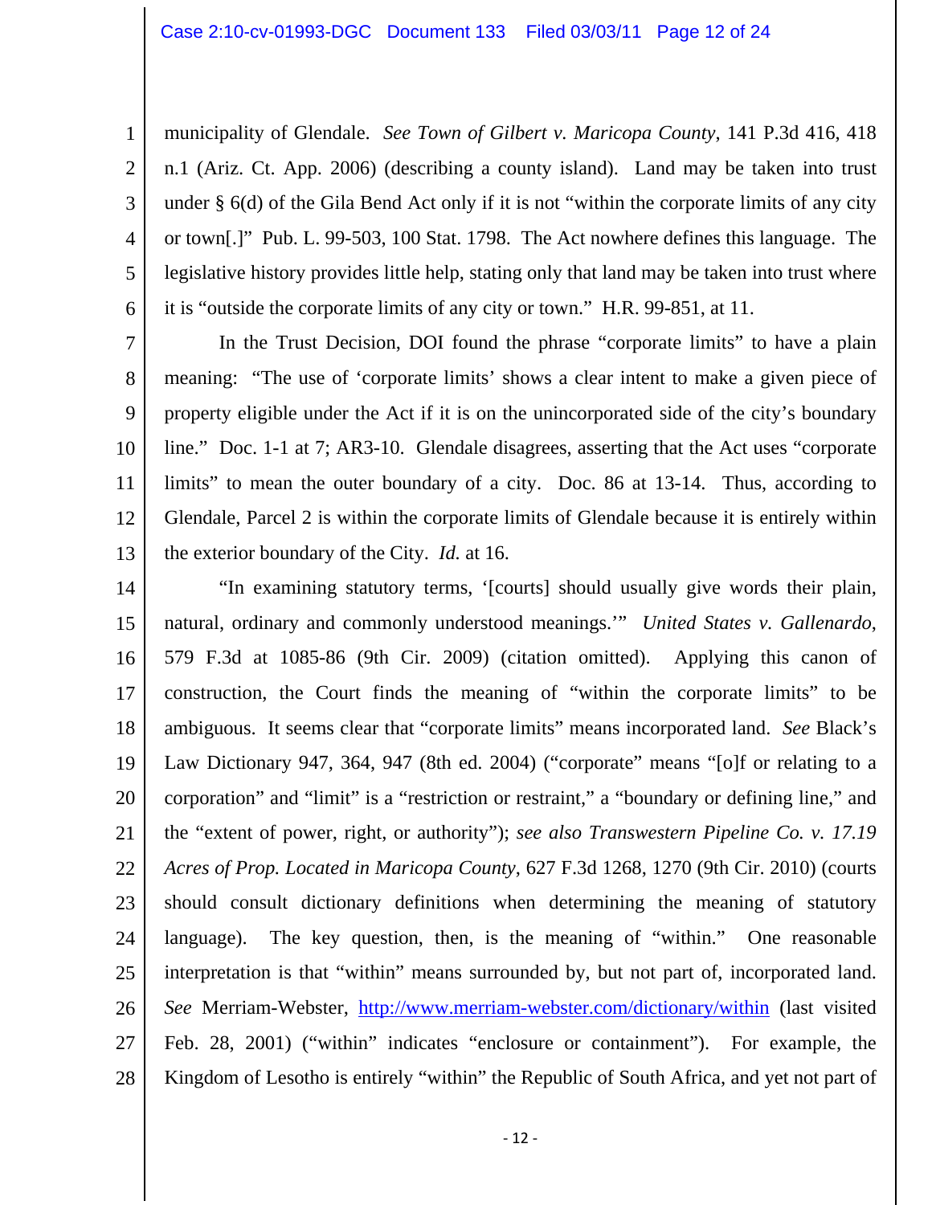municipality of Glendale. *See Town of Gilbert v. Maricopa County*, 141 P.3d 416, 418 n.1 (Ariz. Ct. App. 2006) (describing a county island). Land may be taken into trust under § 6(d) of the Gila Bend Act only if it is not "within the corporate limits of any city or town[.]" Pub. L. 99-503, 100 Stat. 1798. The Act nowhere defines this language. The legislative history provides little help, stating only that land may be taken into trust where it is "outside the corporate limits of any city or town." H.R. 99-851, at 11.

In the Trust Decision, DOI found the phrase "corporate limits" to have a plain meaning: "The use of 'corporate limits' shows a clear intent to make a given piece of property eligible under the Act if it is on the unincorporated side of the city's boundary line." Doc. 1-1 at 7; AR3-10. Glendale disagrees, asserting that the Act uses "corporate limits" to mean the outer boundary of a city. Doc. 86 at 13-14. Thus, according to Glendale, Parcel 2 is within the corporate limits of Glendale because it is entirely within the exterior boundary of the City. *Id.* at 16.

"In examining statutory terms, '[courts] should usually give words their plain, natural, ordinary and commonly understood meanings.'" *United States v. Gallenardo*, 579 F.3d at 1085-86 (9th Cir. 2009) (citation omitted). Applying this canon of construction, the Court finds the meaning of "within the corporate limits" to be ambiguous. It seems clear that "corporate limits" means incorporated land. *See* Black's Law Dictionary 947, 364, 947 (8th ed. 2004) ("corporate" means "[o]f or relating to a corporation" and "limit" is a "restriction or restraint," a "boundary or defining line," and the "extent of power, right, or authority"); *see also Transwestern Pipeline Co. v. 17.19 Acres of Prop. Located in Maricopa County*, 627 F.3d 1268, 1270 (9th Cir. 2010) (courts should consult dictionary definitions when determining the meaning of statutory language). The key question, then, is the meaning of "within." One reasonable interpretation is that "within" means surrounded by, but not part of, incorporated land. *See* Merriam-Webster, http://www.merriam-webster.com/dictionary/within (last visited Feb. 28, 2001) ("within" indicates "enclosure or containment"). For example, the Kingdom of Lesotho is entirely "within" the Republic of South Africa, and yet not part of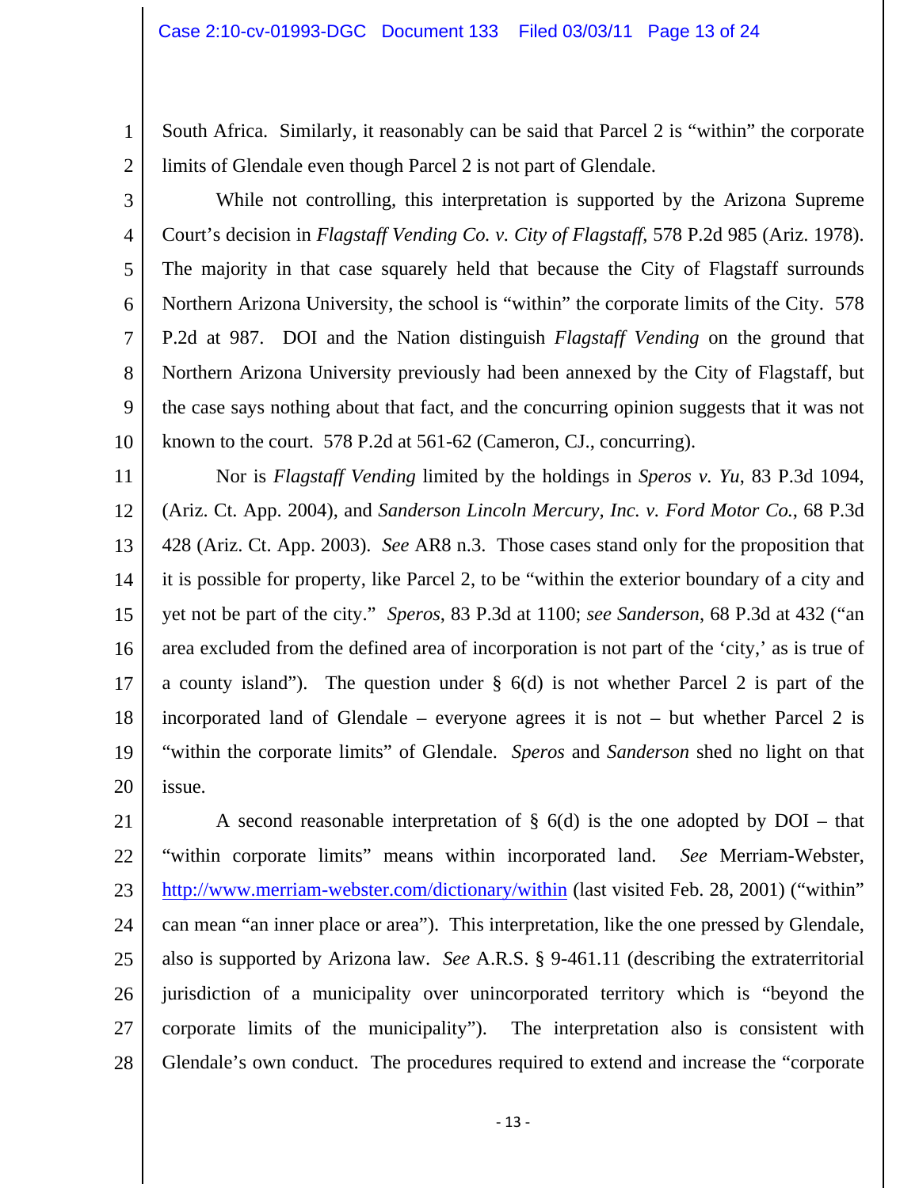South Africa. Similarly, it reasonably can be said that Parcel 2 is "within" the corporate limits of Glendale even though Parcel 2 is not part of Glendale.

While not controlling, this interpretation is supported by the Arizona Supreme Court's decision in *Flagstaff Vending Co. v. City of Flagstaff*, 578 P.2d 985 (Ariz. 1978). The majority in that case squarely held that because the City of Flagstaff surrounds Northern Arizona University, the school is "within" the corporate limits of the City. 578 P.2d at 987. DOI and the Nation distinguish *Flagstaff Vending* on the ground that Northern Arizona University previously had been annexed by the City of Flagstaff, but the case says nothing about that fact, and the concurring opinion suggests that it was not known to the court. 578 P.2d at 561-62 (Cameron, CJ., concurring).

Nor is *Flagstaff Vending* limited by the holdings in *Speros v. Yu*, 83 P.3d 1094, (Ariz. Ct. App. 2004), and *Sanderson Lincoln Mercury, Inc. v. Ford Motor Co.*, 68 P.3d 428 (Ariz. Ct. App. 2003). *See* AR8 n.3. Those cases stand only for the proposition that it is possible for property, like Parcel 2, to be "within the exterior boundary of a city and yet not be part of the city." *Speros*, 83 P.3d at 1100; *see Sanderson*, 68 P.3d at 432 ("an area excluded from the defined area of incorporation is not part of the 'city,' as is true of a county island"). The question under § 6(d) is not whether Parcel 2 is part of the incorporated land of Glendale – everyone agrees it is not – but whether Parcel 2 is "within the corporate limits" of Glendale. *Speros* and *Sanderson* shed no light on that issue.

A second reasonable interpretation of § 6(d) is the one adopted by DOI – that "within corporate limits" means within incorporated land. *See* Merriam-Webster, http://www.merriam-webster.com/dictionary/within (last visited Feb. 28, 2001) ("within" can mean "an inner place or area"). This interpretation, like the one pressed by Glendale, also is supported by Arizona law. *See* A.R.S. § 9-461.11 (describing the extraterritorial jurisdiction of a municipality over unincorporated territory which is "beyond the corporate limits of the municipality"). The interpretation also is consistent with Glendale's own conduct. The procedures required to extend and increase the "corporate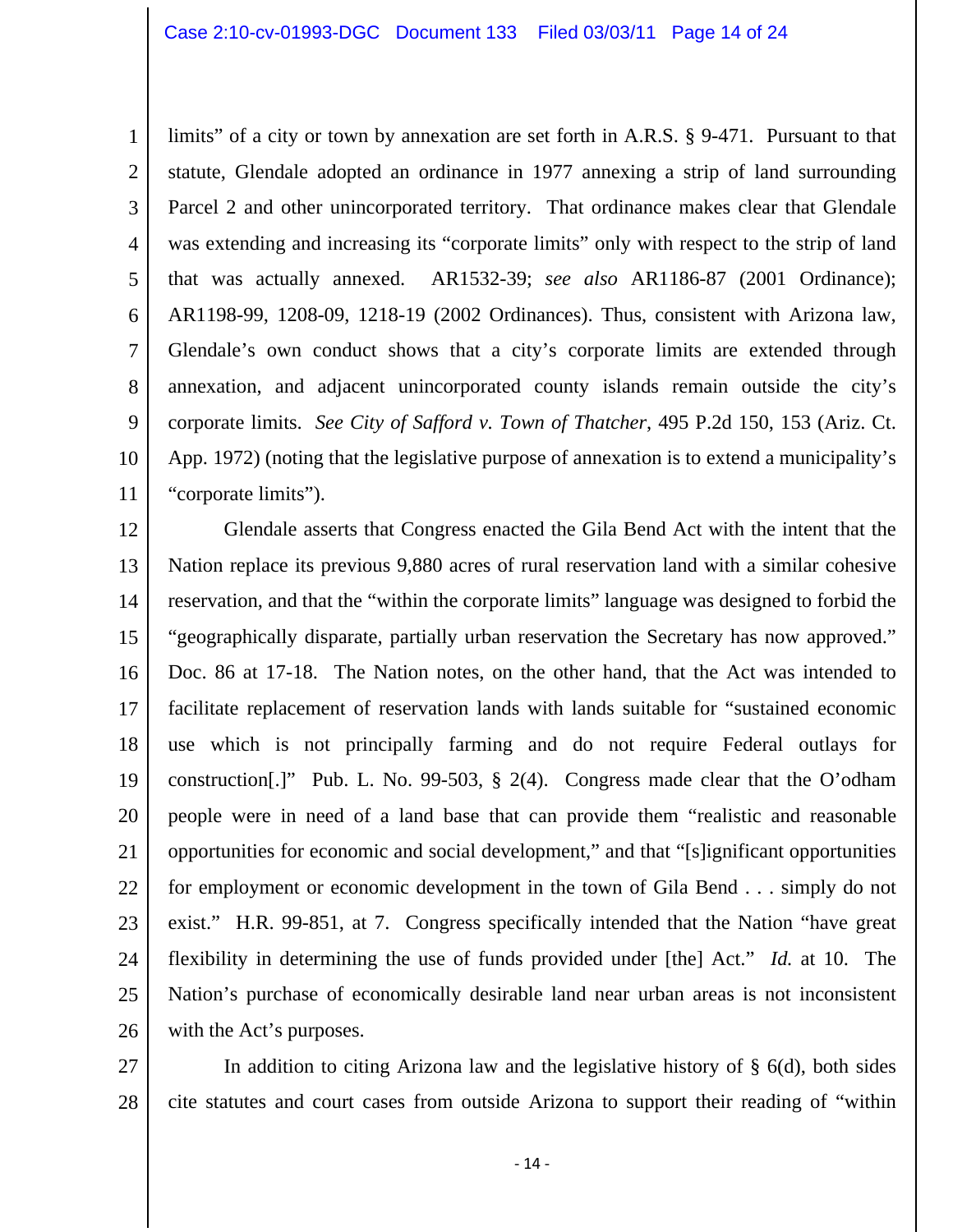limits" of a city or town by annexation are set forth in A.R.S. § 9-471. Pursuant to that statute, Glendale adopted an ordinance in 1977 annexing a strip of land surrounding Parcel 2 and other unincorporated territory. That ordinance makes clear that Glendale was extending and increasing its "corporate limits" only with respect to the strip of land that was actually annexed. AR1532-39; *see also* AR1186-87 (2001 Ordinance); AR1198-99, 1208-09, 1218-19 (2002 Ordinances). Thus, consistent with Arizona law, Glendale's own conduct shows that a city's corporate limits are extended through annexation, and adjacent unincorporated county islands remain outside the city's corporate limits. *See City of Safford v. Town of Thatcher*, 495 P.2d 150, 153 (Ariz. Ct. App. 1972) (noting that the legislative purpose of annexation is to extend a municipality's "corporate limits").

Glendale asserts that Congress enacted the Gila Bend Act with the intent that the Nation replace its previous 9,880 acres of rural reservation land with a similar cohesive reservation, and that the "within the corporate limits" language was designed to forbid the "geographically disparate, partially urban reservation the Secretary has now approved." Doc. 86 at 17-18. The Nation notes, on the other hand, that the Act was intended to facilitate replacement of reservation lands with lands suitable for "sustained economic use which is not principally farming and do not require Federal outlays for construction[.]" Pub. L. No. 99-503, § 2(4). Congress made clear that the O'odham people were in need of a land base that can provide them "realistic and reasonable opportunities for economic and social development," and that "[s]ignificant opportunities for employment or economic development in the town of Gila Bend . . . simply do not exist." H.R. 99-851, at 7. Congress specifically intended that the Nation "have great flexibility in determining the use of funds provided under [the] Act." *Id.* at 10. The Nation's purchase of economically desirable land near urban areas is not inconsistent with the Act's purposes.

In addition to citing Arizona law and the legislative history of § 6(d), both sides cite statutes and court cases from outside Arizona to support their reading of "within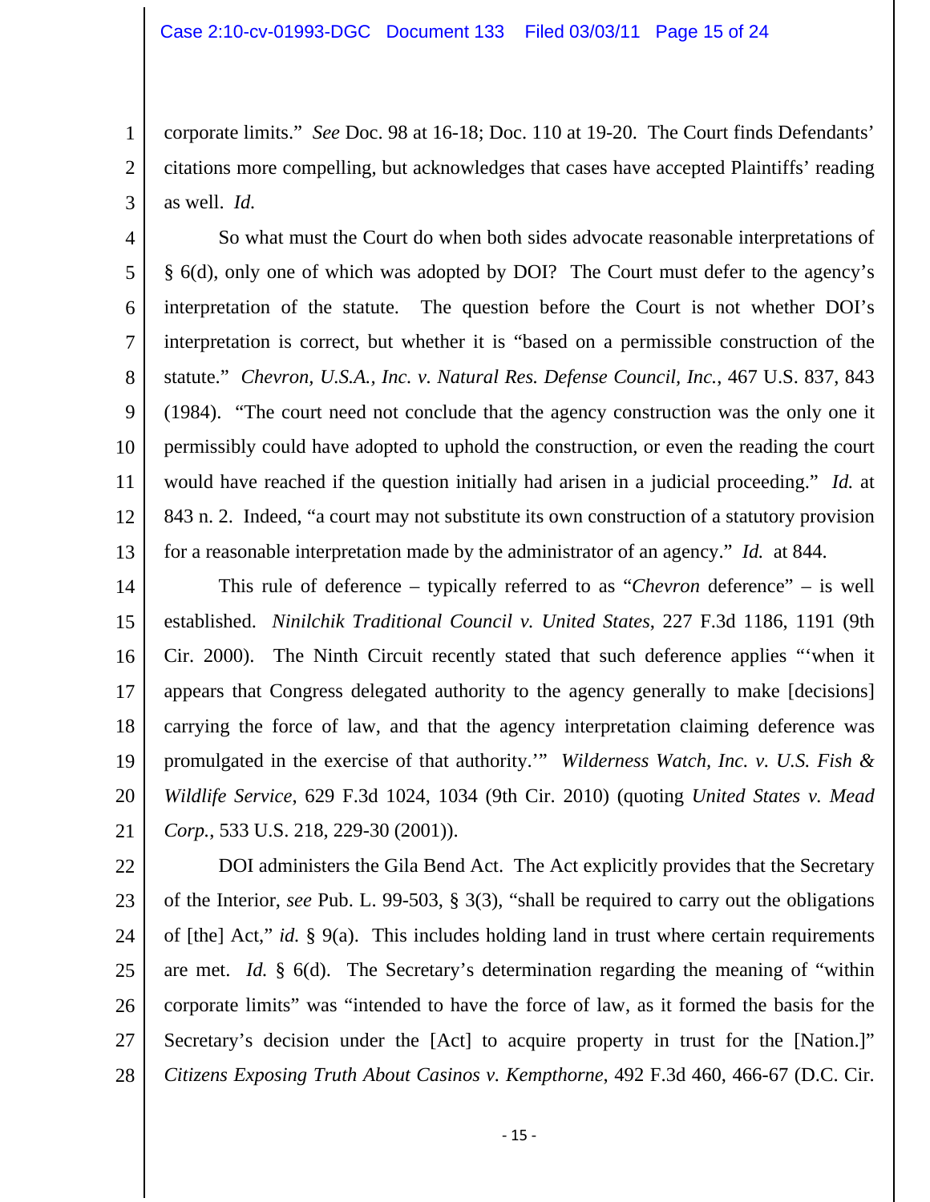corporate limits." *See* Doc. 98 at 16-18; Doc. 110 at 19-20. The Court finds Defendants' citations more compelling, but acknowledges that cases have accepted Plaintiffs' reading as well. *Id.*

So what must the Court do when both sides advocate reasonable interpretations of § 6(d), only one of which was adopted by DOI? The Court must defer to the agency's interpretation of the statute. The question before the Court is not whether DOI's interpretation is correct, but whether it is "based on a permissible construction of the statute." *Chevron, U.S.A., Inc. v. Natural Res. Defense Council, Inc.*, 467 U.S. 837, 843 (1984). "The court need not conclude that the agency construction was the only one it permissibly could have adopted to uphold the construction, or even the reading the court would have reached if the question initially had arisen in a judicial proceeding." *Id.* at 843 n. 2. Indeed, "a court may not substitute its own construction of a statutory provision for a reasonable interpretation made by the administrator of an agency." *Id.* at 844.

This rule of deference – typically referred to as "*Chevron* deference" – is well established. *Ninilchik Traditional Council v. United States*, 227 F.3d 1186, 1191 (9th Cir. 2000). The Ninth Circuit recently stated that such deference applies "'when it appears that Congress delegated authority to the agency generally to make [decisions] carrying the force of law, and that the agency interpretation claiming deference was promulgated in the exercise of that authority.'" *Wilderness Watch, Inc. v. U.S. Fish & Wildlife Service*, 629 F.3d 1024, 1034 (9th Cir. 2010) (quoting *United States v. Mead Corp.*, 533 U.S. 218, 229-30 (2001)).

DOI administers the Gila Bend Act. The Act explicitly provides that the Secretary of the Interior, *see* Pub. L. 99-503, § 3(3), "shall be required to carry out the obligations of [the] Act," *id.* § 9(a). This includes holding land in trust where certain requirements are met. *Id.* § 6(d). The Secretary's determination regarding the meaning of "within corporate limits" was "intended to have the force of law, as it formed the basis for the Secretary's decision under the [Act] to acquire property in trust for the [Nation.]" *Citizens Exposing Truth About Casinos v. Kempthorne*, 492 F.3d 460, 466-67 (D.C. Cir.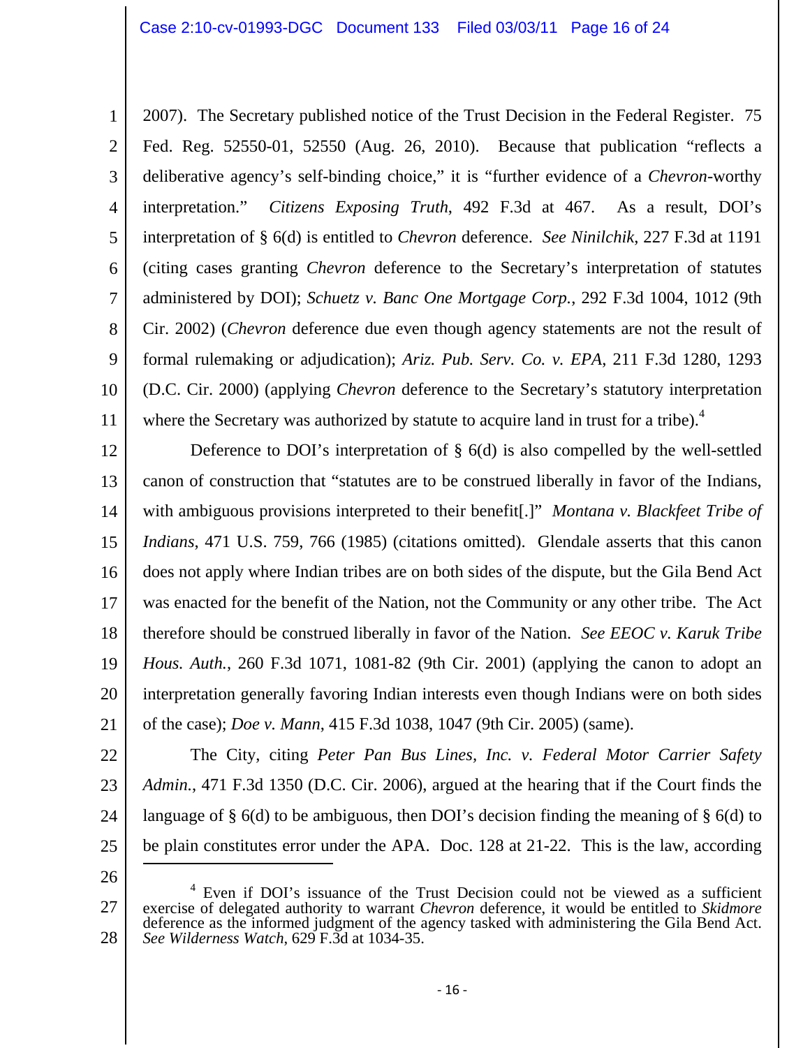2007). The Secretary published notice of the Trust Decision in the Federal Register. 75 Fed. Reg. 52550-01, 52550 (Aug. 26, 2010). Because that publication "reflects a deliberative agency's self-binding choice," it is "further evidence of a *Chevron*-worthy interpretation." *Citizens Exposing Truth*, 492 F.3d at 467. As a result, DOI's interpretation of § 6(d) is entitled to *Chevron* deference. *See Ninilchik*, 227 F.3d at 1191 (citing cases granting *Chevron* deference to the Secretary's interpretation of statutes administered by DOI); *Schuetz v. Banc One Mortgage Corp.*, 292 F.3d 1004, 1012 (9th Cir. 2002) (*Chevron* deference due even though agency statements are not the result of formal rulemaking or adjudication); *Ariz. Pub. Serv. Co. v. EPA*, 211 F.3d 1280, 1293 (D.C. Cir. 2000) (applying *Chevron* deference to the Secretary's statutory interpretation where the Secretary was authorized by statute to acquire land in trust for a tribe).[4]

Deference to DOI's interpretation of § 6(d) is also compelled by the well-settled canon of construction that "statutes are to be construed liberally in favor of the Indians, with ambiguous provisions interpreted to their benefit[.]" *Montana v. Blackfeet Tribe of Indians*, 471 U.S. 759, 766 (1985) (citations omitted). Glendale asserts that this canon does not apply where Indian tribes are on both sides of the dispute, but the Gila Bend Act was enacted for the benefit of the Nation, not the Community or any other tribe. The Act therefore should be construed liberally in favor of the Nation. *See EEOC v. Karuk Tribe Hous. Auth.*, 260 F.3d 1071, 1081-82 (9th Cir. 2001) (applying the canon to adopt an interpretation generally favoring Indian interests even though Indians were on both sides of the case); *Doe v. Mann*, 415 F.3d 1038, 1047 (9th Cir. 2005) (same).

The City, citing *Peter Pan Bus Lines, Inc. v. Federal Motor Carrier Safety Admin.*, 471 F.3d 1350 (D.C. Cir. 2006), argued at the hearing that if the Court finds the language of § 6(d) to be ambiguous, then DOI's decision finding the meaning of § 6(d) to be plain constitutes error under the APA. Doc. 128 at 21-22. This is the law, according

---

[4] Even if DOI's issuance of the Trust Decision could not be viewed as a sufficient exercise of delegated authority to warrant *Chevron* deference, it would be entitled to *Skidmore* deference as the informed judgment of the agency tasked with administering the Gila Bend Act. *See Wilderness Watch*, 629 F.3d at 1034-35.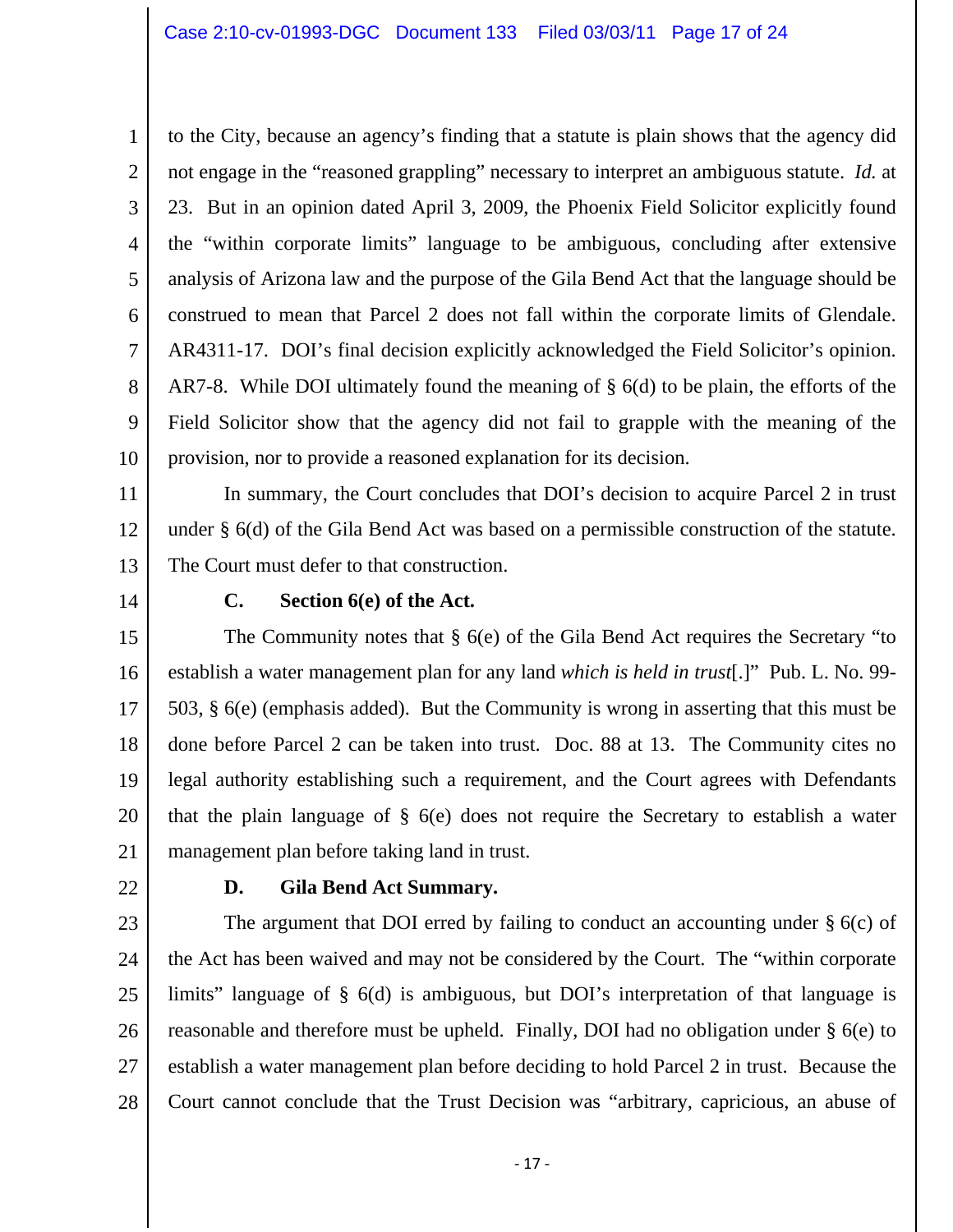to the City, because an agency's finding that a statute is plain shows that the agency did not engage in the "reasoned grappling" necessary to interpret an ambiguous statute. *Id.* at 23. But in an opinion dated April 3, 2009, the Phoenix Field Solicitor explicitly found the "within corporate limits" language to be ambiguous, concluding after extensive analysis of Arizona law and the purpose of the Gila Bend Act that the language should be construed to mean that Parcel 2 does not fall within the corporate limits of Glendale. AR4311-17. DOI's final decision explicitly acknowledged the Field Solicitor's opinion. AR7-8. While DOI ultimately found the meaning of § 6(d) to be plain, the efforts of the Field Solicitor show that the agency did not fail to grapple with the meaning of the provision, nor to provide a reasoned explanation for its decision.

In summary, the Court concludes that DOI's decision to acquire Parcel 2 in trust under § 6(d) of the Gila Bend Act was based on a permissible construction of the statute. The Court must defer to that construction.

### C. Section 6(e) of the Act.

The Community notes that § 6(e) of the Gila Bend Act requires the Secretary "to establish a water management plan for any land *which is held in trust*[.]" Pub. L. No. 99-503, § 6(e) (emphasis added). But the Community is wrong in asserting that this must be done before Parcel 2 can be taken into trust. Doc. 88 at 13. The Community cites no legal authority establishing such a requirement, and the Court agrees with Defendants that the plain language of § 6(e) does not require the Secretary to establish a water management plan before taking land in trust.

### D. Gila Bend Act Summary.

The argument that DOI erred by failing to conduct an accounting under § 6(c) of the Act has been waived and may not be considered by the Court. The "within corporate limits" language of § 6(d) is ambiguous, but DOI's interpretation of that language is reasonable and therefore must be upheld. Finally, DOI had no obligation under § 6(e) to establish a water management plan before deciding to hold Parcel 2 in trust. Because the Court cannot conclude that the Trust Decision was "arbitrary, capricious, an abuse of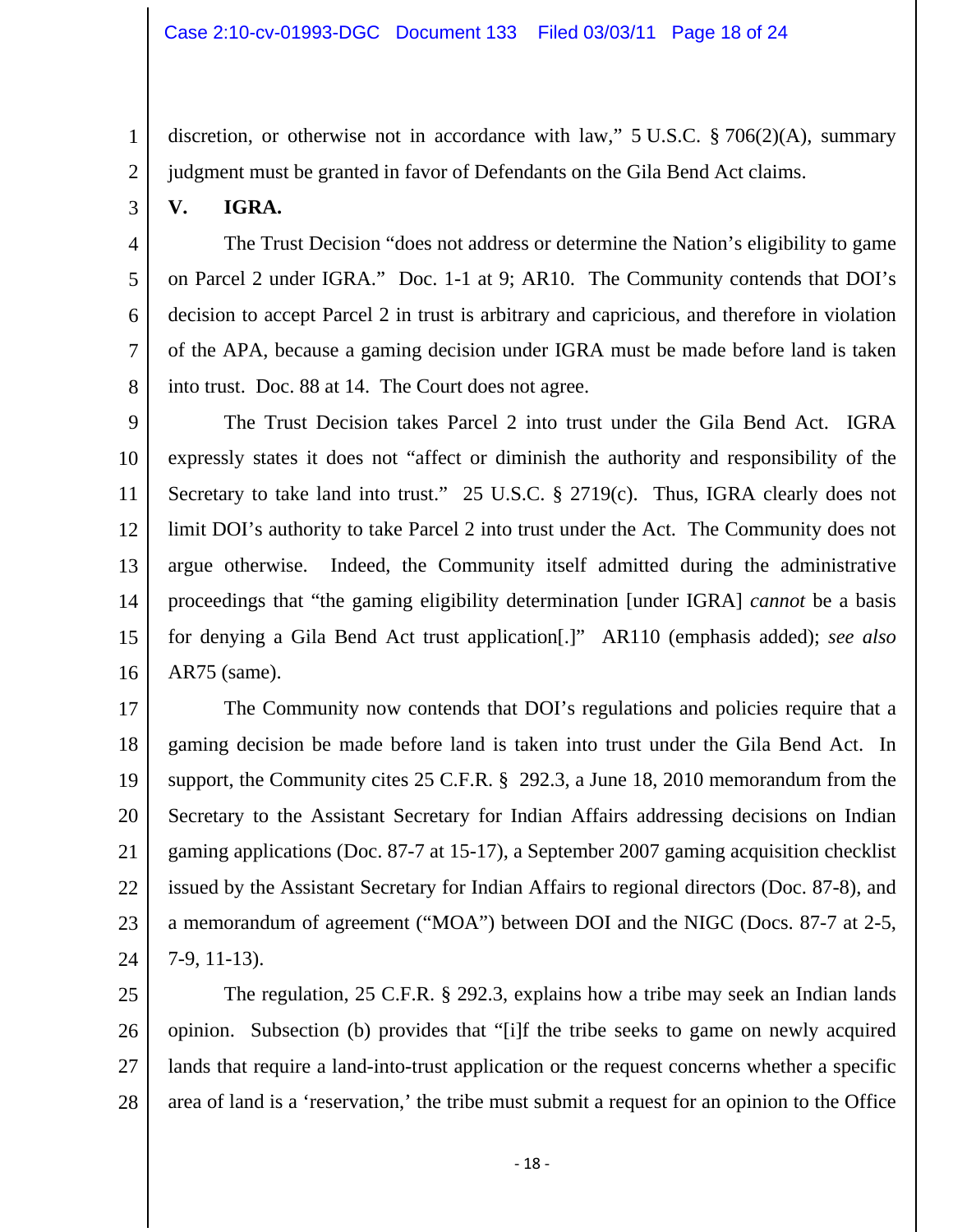discretion, or otherwise not in accordance with law," 5 U.S.C. § 706(2)(A), summary judgment must be granted in favor of Defendants on the Gila Bend Act claims.

## V. IGRA.

The Trust Decision "does not address or determine the Nation's eligibility to game on Parcel 2 under IGRA." Doc. 1-1 at 9; AR10. The Community contends that DOI's decision to accept Parcel 2 in trust is arbitrary and capricious, and therefore in violation of the APA, because a gaming decision under IGRA must be made before land is taken into trust. Doc. 88 at 14. The Court does not agree.

The Trust Decision takes Parcel 2 into trust under the Gila Bend Act. IGRA expressly states it does not "affect or diminish the authority and responsibility of the Secretary to take land into trust." 25 U.S.C. § 2719(c). Thus, IGRA clearly does not limit DOI's authority to take Parcel 2 into trust under the Act. The Community does not argue otherwise. Indeed, the Community itself admitted during the administrative proceedings that "the gaming eligibility determination [under IGRA] *cannot* be a basis for denying a Gila Bend Act trust application[.]" AR110 (emphasis added); *see also* AR75 (same).

The Community now contends that DOI's regulations and policies require that a gaming decision be made before land is taken into trust under the Gila Bend Act. In support, the Community cites 25 C.F.R. § 292.3, a June 18, 2010 memorandum from the Secretary to the Assistant Secretary for Indian Affairs addressing decisions on Indian gaming applications (Doc. 87-7 at 15-17), a September 2007 gaming acquisition checklist issued by the Assistant Secretary for Indian Affairs to regional directors (Doc. 87-8), and a memorandum of agreement ("MOA") between DOI and the NIGC (Docs. 87-7 at 2-5, 7-9, 11-13).

The regulation, 25 C.F.R. § 292.3, explains how a tribe may seek an Indian lands opinion. Subsection (b) provides that "[i]f the tribe seeks to game on newly acquired lands that require a land-into-trust application or the request concerns whether a specific area of land is a 'reservation,' the tribe must submit a request for an opinion to the Office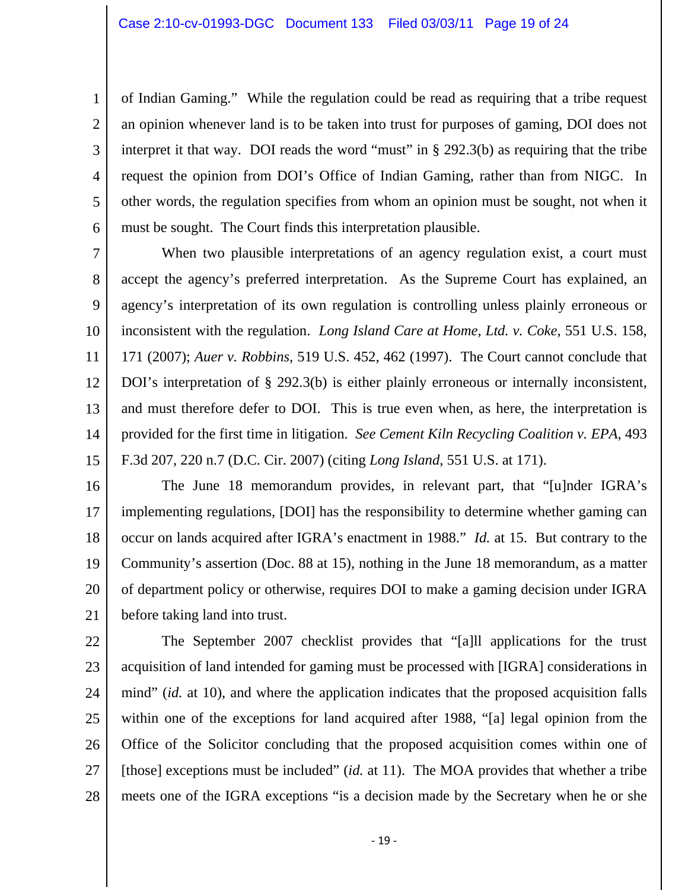of Indian Gaming." While the regulation could be read as requiring that a tribe request an opinion whenever land is to be taken into trust for purposes of gaming, DOI does not interpret it that way. DOI reads the word "must" in § 292.3(b) as requiring that the tribe request the opinion from DOI's Office of Indian Gaming, rather than from NIGC. In other words, the regulation specifies from whom an opinion must be sought, not when it must be sought. The Court finds this interpretation plausible.

When two plausible interpretations of an agency regulation exist, a court must accept the agency's preferred interpretation. As the Supreme Court has explained, an agency's interpretation of its own regulation is controlling unless plainly erroneous or inconsistent with the regulation. *Long Island Care at Home, Ltd. v. Coke*, 551 U.S. 158, 171 (2007); *Auer v. Robbins*, 519 U.S. 452, 462 (1997). The Court cannot conclude that DOI's interpretation of § 292.3(b) is either plainly erroneous or internally inconsistent, and must therefore defer to DOI. This is true even when, as here, the interpretation is provided for the first time in litigation. *See Cement Kiln Recycling Coalition v. EPA*, 493 F.3d 207, 220 n.7 (D.C. Cir. 2007) (citing *Long Island*, 551 U.S. at 171).

The June 18 memorandum provides, in relevant part, that "[u]nder IGRA's implementing regulations, [DOI] has the responsibility to determine whether gaming can occur on lands acquired after IGRA's enactment in 1988." *Id.* at 15. But contrary to the Community's assertion (Doc. 88 at 15), nothing in the June 18 memorandum, as a matter of department policy or otherwise, requires DOI to make a gaming decision under IGRA before taking land into trust.

The September 2007 checklist provides that "[a]ll applications for the trust acquisition of land intended for gaming must be processed with [IGRA] considerations in mind" (*id.* at 10), and where the application indicates that the proposed acquisition falls within one of the exceptions for land acquired after 1988, "[a] legal opinion from the Office of the Solicitor concluding that the proposed acquisition comes within one of [those] exceptions must be included" (*id.* at 11). The MOA provides that whether a tribe meets one of the IGRA exceptions "is a decision made by the Secretary when he or she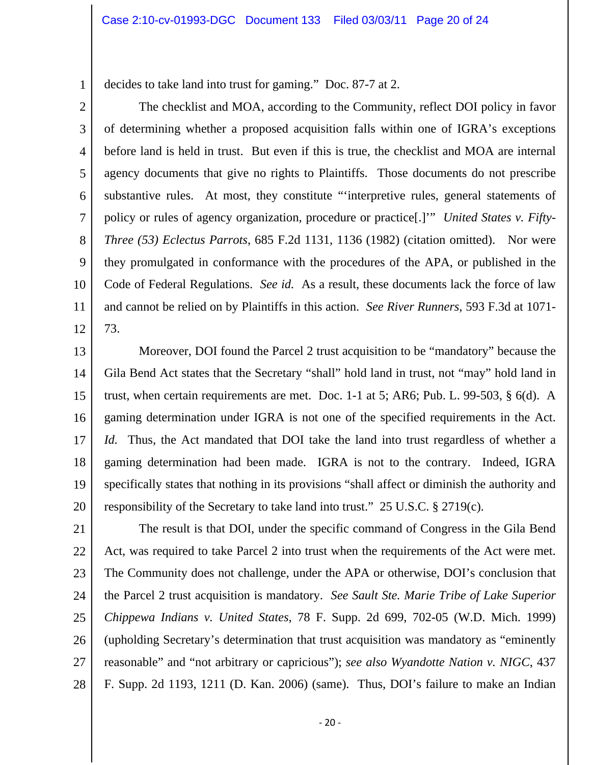decides to take land into trust for gaming." Doc. 87-7 at 2.

The checklist and MOA, according to the Community, reflect DOI policy in favor of determining whether a proposed acquisition falls within one of IGRA's exceptions before land is held in trust. But even if this is true, the checklist and MOA are internal agency documents that give no rights to Plaintiffs. Those documents do not prescribe substantive rules. At most, they constitute "'interpretive rules, general statements of policy or rules of agency organization, procedure or practice[.]'" *United States v. Fifty-Three (53) Eclectus Parrots*, 685 F.2d 1131, 1136 (1982) (citation omitted). Nor were they promulgated in conformance with the procedures of the APA, or published in the Code of Federal Regulations. *See id.* As a result, these documents lack the force of law and cannot be relied on by Plaintiffs in this action. *See River Runners*, 593 F.3d at 1071-73.

Moreover, DOI found the Parcel 2 trust acquisition to be "mandatory" because the Gila Bend Act states that the Secretary "shall" hold land in trust, not "may" hold land in trust, when certain requirements are met. Doc. 1-1 at 5; AR6; Pub. L. 99-503, § 6(d). A gaming determination under IGRA is not one of the specified requirements in the Act. *Id.* Thus, the Act mandated that DOI take the land into trust regardless of whether a gaming determination had been made. IGRA is not to the contrary. Indeed, IGRA specifically states that nothing in its provisions "shall affect or diminish the authority and responsibility of the Secretary to take land into trust." 25 U.S.C. § 2719(c).

The result is that DOI, under the specific command of Congress in the Gila Bend Act, was required to take Parcel 2 into trust when the requirements of the Act were met. The Community does not challenge, under the APA or otherwise, DOI's conclusion that the Parcel 2 trust acquisition is mandatory. *See Sault Ste. Marie Tribe of Lake Superior Chippewa Indians v. United States,* 78 F. Supp. 2d 699, 702-05 (W.D. Mich. 1999) (upholding Secretary's determination that trust acquisition was mandatory as "eminently reasonable" and "not arbitrary or capricious"); *see also Wyandotte Nation v. NIGC*, 437 F. Supp. 2d 1193, 1211 (D. Kan. 2006) (same). Thus, DOI's failure to make an Indian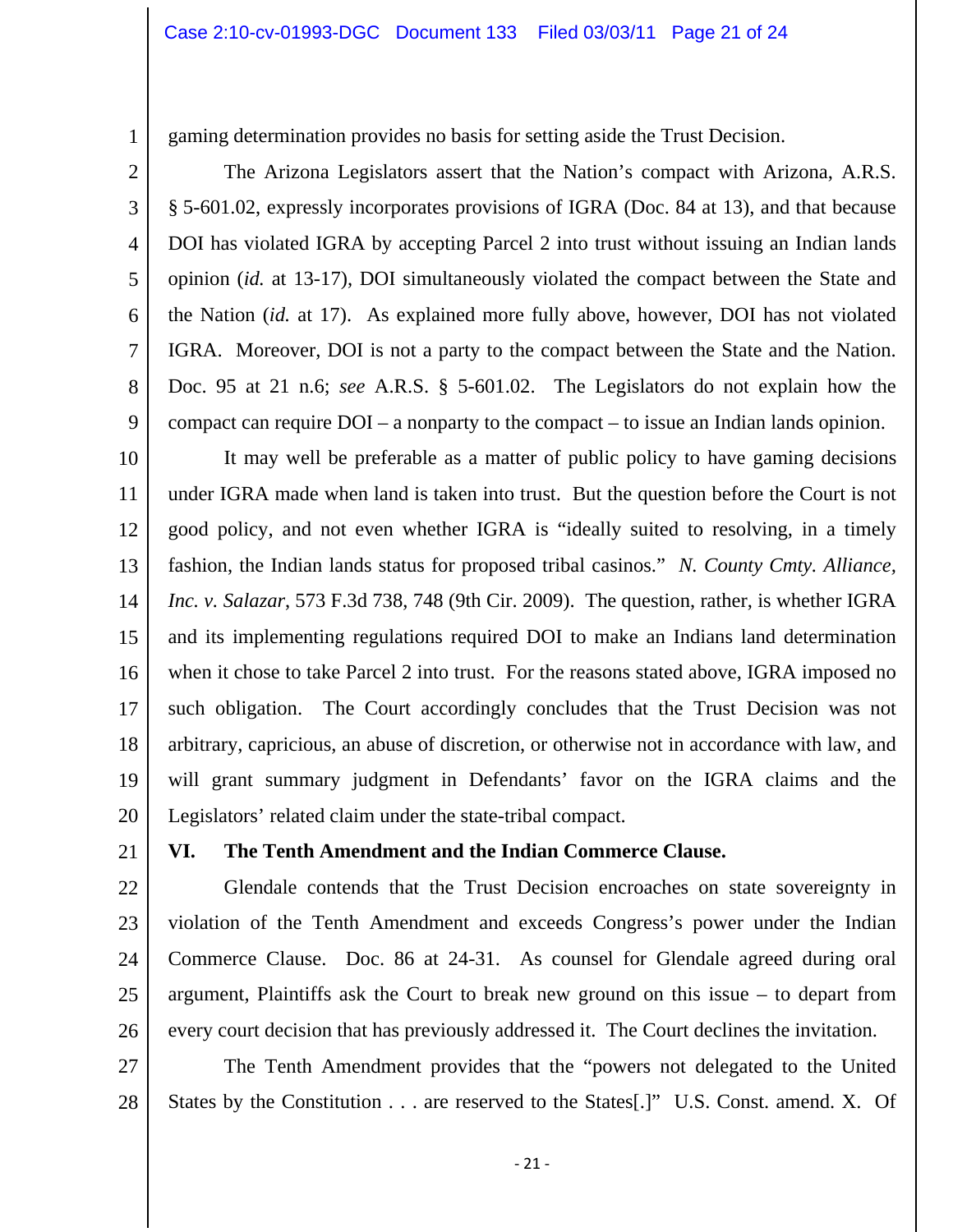gaming determination provides no basis for setting aside the Trust Decision.

The Arizona Legislators assert that the Nation's compact with Arizona, A.R.S. § 5-601.02, expressly incorporates provisions of IGRA (Doc. 84 at 13), and that because DOI has violated IGRA by accepting Parcel 2 into trust without issuing an Indian lands opinion (*id.* at 13-17), DOI simultaneously violated the compact between the State and the Nation (*id.* at 17). As explained more fully above, however, DOI has not violated IGRA. Moreover, DOI is not a party to the compact between the State and the Nation. Doc. 95 at 21 n.6; *see* A.R.S. § 5-601.02. The Legislators do not explain how the compact can require DOI – a nonparty to the compact – to issue an Indian lands opinion.

It may well be preferable as a matter of public policy to have gaming decisions under IGRA made when land is taken into trust. But the question before the Court is not good policy, and not even whether IGRA is "ideally suited to resolving, in a timely fashion, the Indian lands status for proposed tribal casinos." *N. County Cmty. Alliance, Inc. v. Salazar*, 573 F.3d 738, 748 (9th Cir. 2009). The question, rather, is whether IGRA and its implementing regulations required DOI to make an Indians land determination when it chose to take Parcel 2 into trust. For the reasons stated above, IGRA imposed no such obligation. The Court accordingly concludes that the Trust Decision was not arbitrary, capricious, an abuse of discretion, or otherwise not in accordance with law, and will grant summary judgment in Defendants' favor on the IGRA claims and the Legislators' related claim under the state-tribal compact.

## VI. The Tenth Amendment and the Indian Commerce Clause.

Glendale contends that the Trust Decision encroaches on state sovereignty in violation of the Tenth Amendment and exceeds Congress's power under the Indian Commerce Clause. Doc. 86 at 24-31. As counsel for Glendale agreed during oral argument, Plaintiffs ask the Court to break new ground on this issue – to depart from every court decision that has previously addressed it. The Court declines the invitation.

The Tenth Amendment provides that the "powers not delegated to the United States by the Constitution . . . are reserved to the States[.]" U.S. Const. amend. X. Of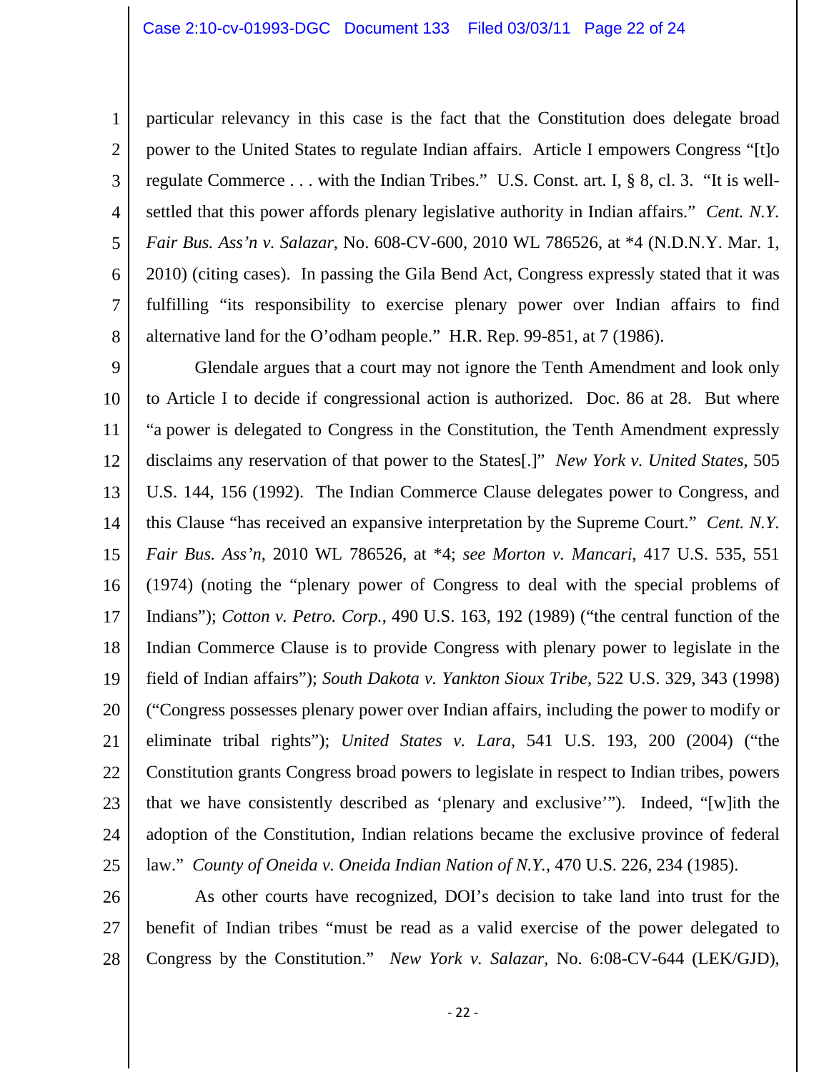particular relevancy in this case is the fact that the Constitution does delegate broad power to the United States to regulate Indian affairs. Article I empowers Congress "[t]o regulate Commerce . . . with the Indian Tribes." U.S. Const. art. I, § 8, cl. 3. "It is well-settled that this power affords plenary legislative authority in Indian affairs." *Cent. N.Y. Fair Bus. Ass'n v. Salazar*, No. 608-CV-600, 2010 WL 786526, at *4 (N.D.N.Y. Mar. 1, 2010) (citing cases). In passing the Gila Bend Act, Congress expressly stated that it was fulfilling "its responsibility to exercise plenary power over Indian affairs to find alternative land for the O'odham people." H.R. Rep. 99-851, at 7 (1986).

Glendale argues that a court may not ignore the Tenth Amendment and look only to Article I to decide if congressional action is authorized. Doc. 86 at 28. But where "a power is delegated to Congress in the Constitution, the Tenth Amendment expressly disclaims any reservation of that power to the States[.]" *New York v. United States*, 505 U.S. 144, 156 (1992). The Indian Commerce Clause delegates power to Congress, and this Clause "has received an expansive interpretation by the Supreme Court." *Cent. N.Y. Fair Bus. Ass'n*, 2010 WL 786526, at *4; *see Morton v. Mancari*, 417 U.S. 535, 551 (1974) (noting the "plenary power of Congress to deal with the special problems of Indians"); *Cotton v. Petro. Corp.*, 490 U.S. 163, 192 (1989) ("the central function of the Indian Commerce Clause is to provide Congress with plenary power to legislate in the field of Indian affairs"); *South Dakota v. Yankton Sioux Tribe*, 522 U.S. 329, 343 (1998) ("Congress possesses plenary power over Indian affairs, including the power to modify or eliminate tribal rights"); *United States v. Lara*, 541 U.S. 193, 200 (2004) ("the Constitution grants Congress broad powers to legislate in respect to Indian tribes, powers that we have consistently described as 'plenary and exclusive'"). Indeed, "[w]ith the adoption of the Constitution, Indian relations became the exclusive province of federal law." *County of Oneida v. Oneida Indian Nation of N.Y.*, 470 U.S. 226, 234 (1985).

As other courts have recognized, DOI's decision to take land into trust for the benefit of Indian tribes "must be read as a valid exercise of the power delegated to Congress by the Constitution." *New York v. Salazar*, No. 6:08-CV-644 (LEK/GJD),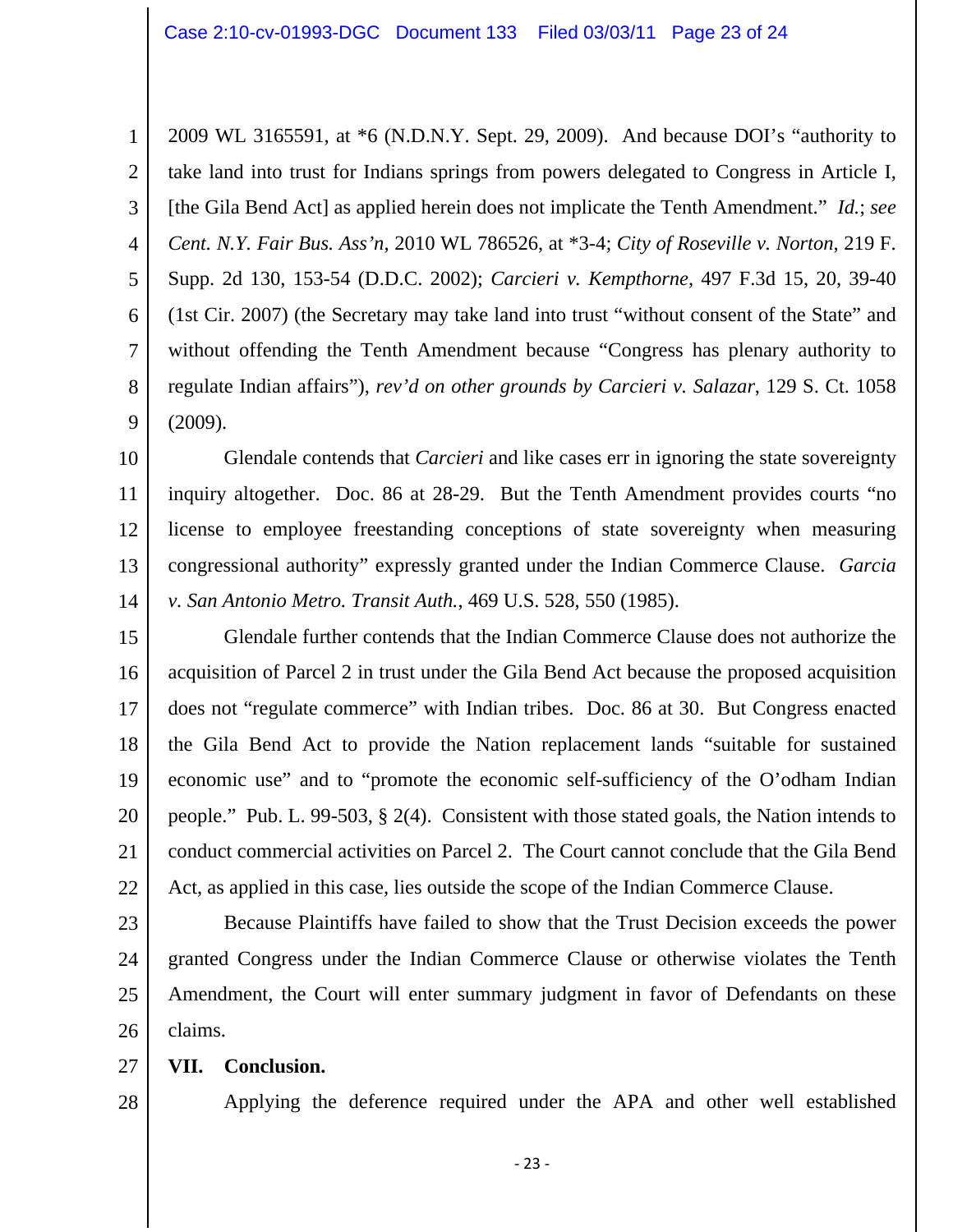2009 WL 3165591, at *6 (N.D.N.Y. Sept. 29, 2009). And because DOI's "authority to take land into trust for Indians springs from powers delegated to Congress in Article I, [the Gila Bend Act] as applied herein does not implicate the Tenth Amendment." *Id.*; *see Cent. N.Y. Fair Bus. Ass'n*, 2010 WL 786526, at *3-4; *City of Roseville v. Norton*, 219 F. Supp. 2d 130, 153-54 (D.D.C. 2002); *Carcieri v. Kempthorne*, 497 F.3d 15, 20, 39-40 (1st Cir. 2007) (the Secretary may take land into trust "without consent of the State" and without offending the Tenth Amendment because "Congress has plenary authority to regulate Indian affairs"), *rev'd on other grounds by Carcieri v. Salazar*, 129 S. Ct. 1058 (2009).

Glendale contends that *Carcieri* and like cases err in ignoring the state sovereignty inquiry altogether. Doc. 86 at 28-29. But the Tenth Amendment provides courts "no license to employee freestanding conceptions of state sovereignty when measuring congressional authority" expressly granted under the Indian Commerce Clause. *Garcia v. San Antonio Metro. Transit Auth.*, 469 U.S. 528, 550 (1985).

Glendale further contends that the Indian Commerce Clause does not authorize the acquisition of Parcel 2 in trust under the Gila Bend Act because the proposed acquisition does not "regulate commerce" with Indian tribes. Doc. 86 at 30. But Congress enacted the Gila Bend Act to provide the Nation replacement lands "suitable for sustained economic use" and to "promote the economic self-sufficiency of the O'odham Indian people." Pub. L. 99-503, § 2(4). Consistent with those stated goals, the Nation intends to conduct commercial activities on Parcel 2. The Court cannot conclude that the Gila Bend Act, as applied in this case, lies outside the scope of the Indian Commerce Clause.

Because Plaintiffs have failed to show that the Trust Decision exceeds the power granted Congress under the Indian Commerce Clause or otherwise violates the Tenth Amendment, the Court will enter summary judgment in favor of Defendants on these claims.

## VII. Conclusion.

Applying the deference required under the APA and other well established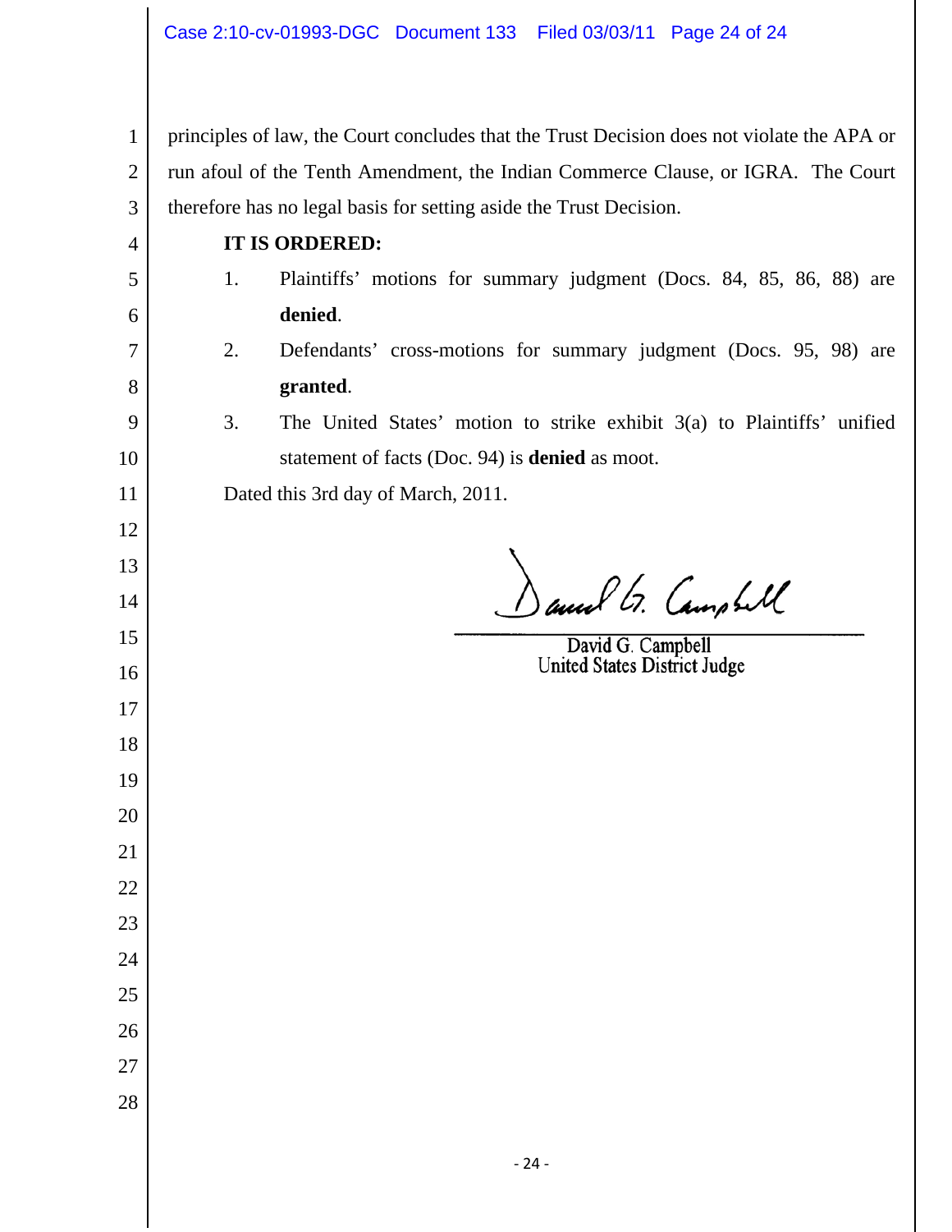principles of law, the Court concludes that the Trust Decision does not violate the APA or run afoul of the Tenth Amendment, the Indian Commerce Clause, or IGRA. The Court therefore has no legal basis for setting aside the Trust Decision.

**IT IS ORDERED:**

1. Plaintiffs' motions for summary judgment (Docs. 84, 85, 86, 88) are **denied**.
2. Defendants' cross-motions for summary judgment (Docs. 95, 98) are **granted**.
3. The United States' motion to strike exhibit 3(a) to Plaintiffs' unified statement of facts (Doc. 94) is **denied** as moot.

Dated this 3rd day of March, 2011.

David G. Campbell
United States District Judge